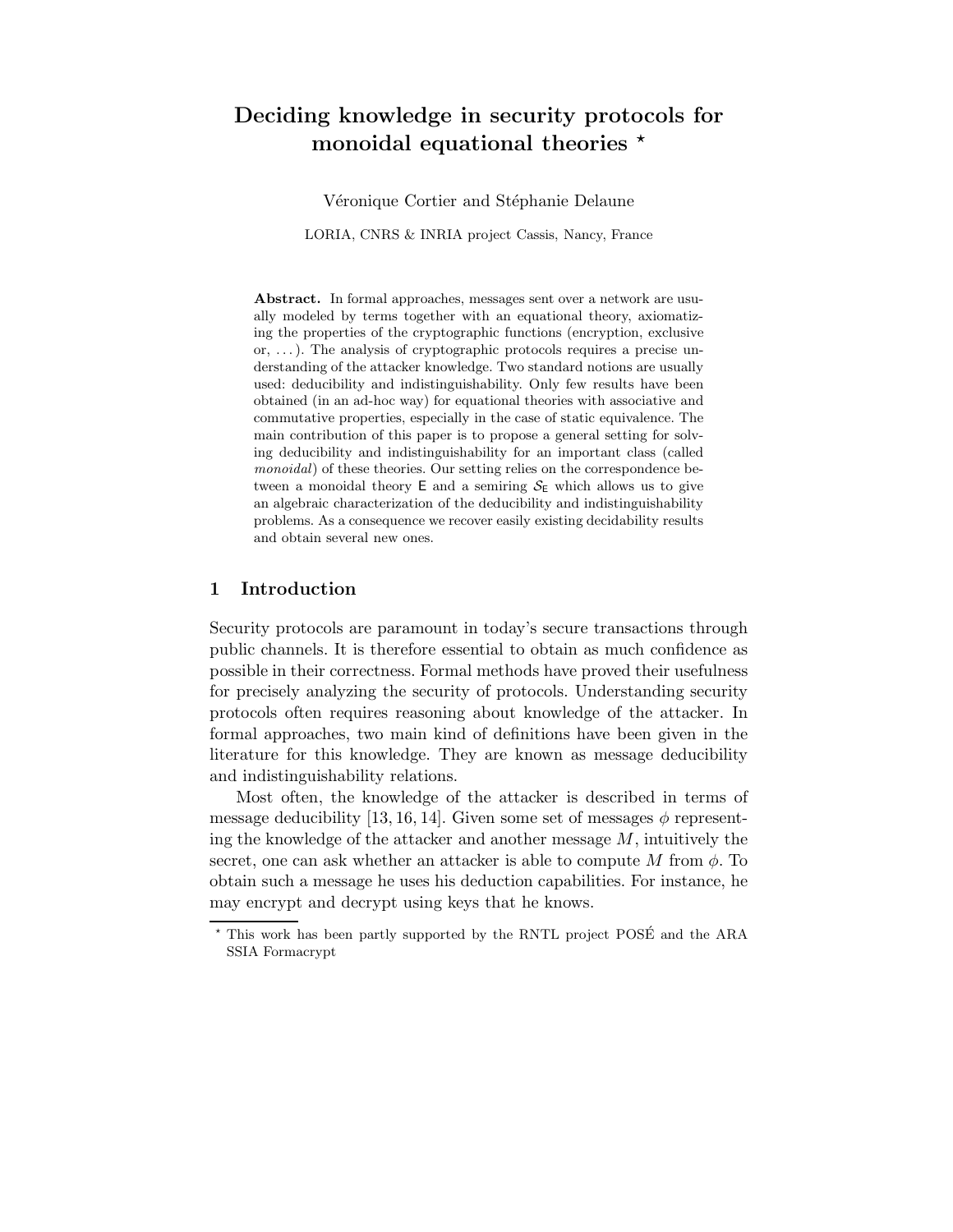# Deciding knowledge in security protocols for monoidal equational theories ⋆

Véronique Cortier and Stéphanie Delaune

LORIA, CNRS & INRIA project Cassis, Nancy, France

**Abstract.** In formal approaches, messages sent over a network are usually modeled by terms together with an equational theory, axiomatizing the properties of the cryptographic functions (encryption, exclusive or, ...). The analysis of cryptographic protocols requires a precise understanding of the attacker knowledge. Two standard notions are usually used: deducibility and indistinguishability. Only few results have been obtained (in an ad-hoc way) for equational theories with associative and commutative properties, especially in the case of static equivalence. The main contribution of this paper is to propose a general setting for solving deducibility and indistinguishability for an important class (called *monoidal*) of these theories. Our setting relies on the correspondence between a monoidal theory $\mathsf{E}$ and a semiring $\mathcal{S}_{\mathsf{E}}$ which allows us to give an algebraic characterization of the deducibility and indistinguishability problems. As a consequence we recover easily existing decidability results and obtain several new ones.

## 1 Introduction

Security protocols are paramount in today's secure transactions through public channels. It is therefore essential to obtain as much confidence as possible in their correctness. Formal methods have proved their usefulness for precisely analyzing the security of protocols. Understanding security protocols often requires reasoning about knowledge of the attacker. In formal approaches, two main kind of definitions have been given in the literature for this knowledge. They are known as message deducibility and indistinguishability relations.

Most often, the knowledge of the attacker is described in terms of message deducibility [13, 16, 14]. Given some set of messages $\phi$ representing the knowledge of the attacker and another message $M$, intuitively the secret, one can ask whether an attacker is able to compute $M$ from $\phi$. To obtain such a message he uses his deduction capabilities. For instance, he may encrypt and decrypt using keys that he knows.

⋆ This work has been partly supported by the RNTL project POSÉ and the ARA SSIA Formacrypt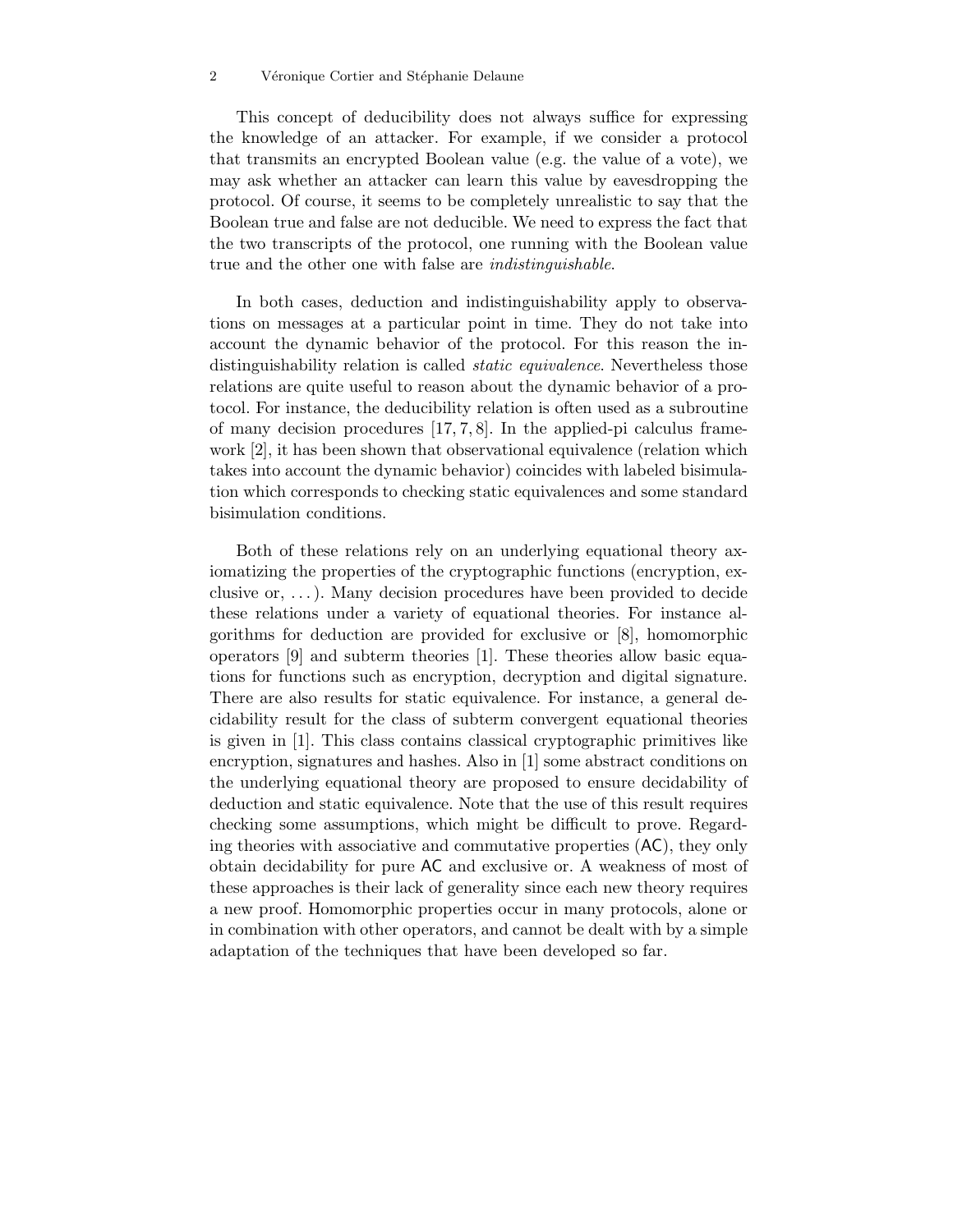This concept of deducibility does not always suffice for expressing the knowledge of an attacker. For example, if we consider a protocol that transmits an encrypted Boolean value (e.g. the value of a vote), we may ask whether an attacker can learn this value by eavesdropping the protocol. Of course, it seems to be completely unrealistic to say that the Boolean true and false are not deducible. We need to express the fact that the two transcripts of the protocol, one running with the Boolean value true and the other one with false are *indistinguishable*.

In both cases, deduction and indistinguishability apply to observations on messages at a particular point in time. They do not take into account the dynamic behavior of the protocol. For this reason the indistinguishability relation is called *static equivalence*. Nevertheless those relations are quite useful to reason about the dynamic behavior of a protocol. For instance, the deducibility relation is often used as a subroutine of many decision procedures [17, 7, 8]. In the applied-pi calculus framework [2], it has been shown that observational equivalence (relation which takes into account the dynamic behavior) coincides with labeled bisimulation which corresponds to checking static equivalences and some standard bisimulation conditions.

Both of these relations rely on an underlying equational theory axiomatizing the properties of the cryptographic functions (encryption, exclusive or, ...). Many decision procedures have been provided to decide these relations under a variety of equational theories. For instance algorithms for deduction are provided for exclusive or [8], homomorphic operators [9] and subterm theories [1]. These theories allow basic equations for functions such as encryption, decryption and digital signature. There are also results for static equivalence. For instance, a general decidability result for the class of subterm convergent equational theories is given in [1]. This class contains classical cryptographic primitives like encryption, signatures and hashes. Also in [1] some abstract conditions on the underlying equational theory are proposed to ensure decidability of deduction and static equivalence. Note that the use of this result requires checking some assumptions, which might be difficult to prove. Regarding theories with associative and commutative properties (AC), they only obtain decidability for pure AC and exclusive or. A weakness of most of these approaches is their lack of generality since each new theory requires a new proof. Homomorphic properties occur in many protocols, alone or in combination with other operators, and cannot be dealt with by a simple adaptation of the techniques that have been developed so far.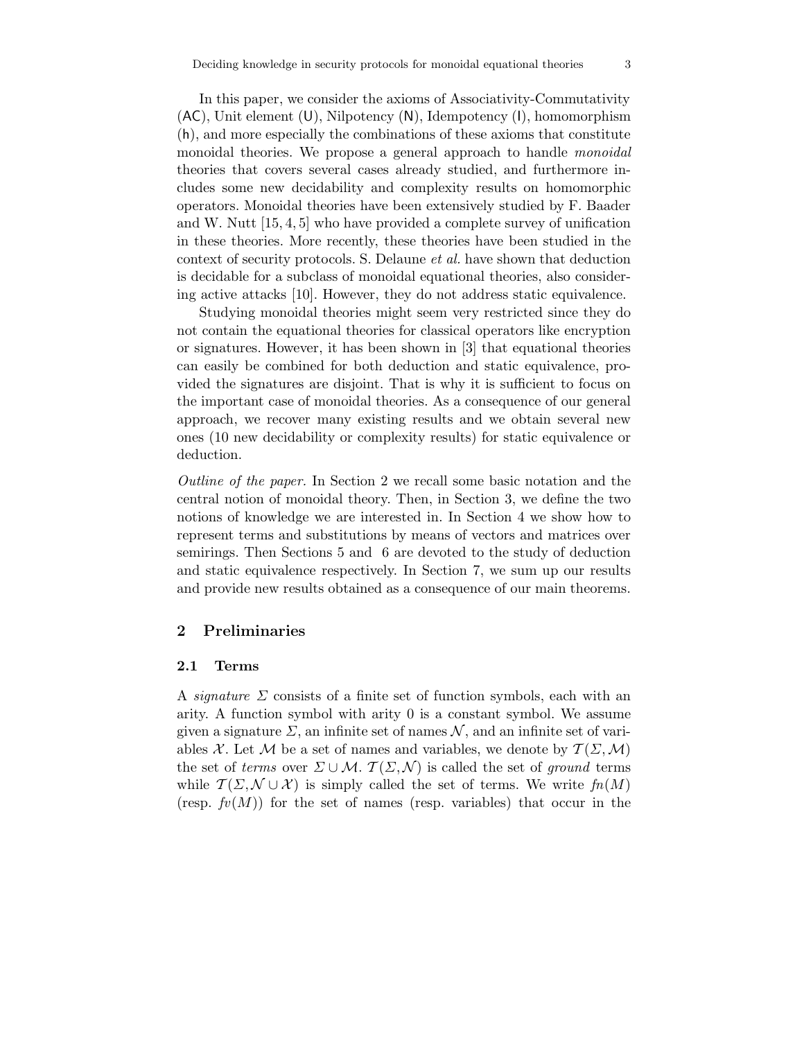In this paper, we consider the axioms of Associativity-Commutativity (AC), Unit element (U), Nilpotency (N), Idempotency (I), homomorphism (h), and more especially the combinations of these axioms that constitute monoidal theories. We propose a general approach to handle *monoidal* theories that covers several cases already studied, and furthermore includes some new decidability and complexity results on homomorphic operators. Monoidal theories have been extensively studied by F. Baader and W. Nutt [15, 4, 5] who have provided a complete survey of unification in these theories. More recently, these theories have been studied in the context of security protocols. S. Delaune *et al.* have shown that deduction is decidable for a subclass of monoidal equational theories, also considering active attacks [10]. However, they do not address static equivalence.

Studying monoidal theories might seem very restricted since they do not contain the equational theories for classical operators like encryption or signatures. However, it has been shown in [3] that equational theories can easily be combined for both deduction and static equivalence, provided the signatures are disjoint. That is why it is sufficient to focus on the important case of monoidal theories. As a consequence of our general approach, we recover many existing results and we obtain several new ones (10 new decidability or complexity results) for static equivalence or deduction.

*Outline of the paper.* In Section 2 we recall some basic notation and the central notion of monoidal theory. Then, in Section 3, we define the two notions of knowledge we are interested in. In Section 4 we show how to represent terms and substitutions by means of vectors and matrices over semirings. Then Sections 5 and 6 are devoted to the study of deduction and static equivalence respectively. In Section 7, we sum up our results and provide new results obtained as a consequence of our main theorems.

## 2 Preliminaries

### 2.1 Terms

A *signature* $\Sigma$ consists of a finite set of function symbols, each with an arity. A function symbol with arity 0 is a constant symbol. We assume given a signature $\Sigma$, an infinite set of names $\mathcal{N}$, and an infinite set of variables $\mathcal{X}$. Let $\mathcal{M}$ be a set of names and variables, we denote by $\mathcal{T}(\Sigma, \mathcal{M})$ the set of *terms* over $\Sigma \cup \mathcal{M}$. $\mathcal{T}(\Sigma, \mathcal{N})$ is called the set of *ground* terms while $\mathcal{T}(\Sigma, \mathcal{N} \cup \mathcal{X})$ is simply called the set of terms. We write $fn(M)$ (resp. $fv(M)$) for the set of names (resp. variables) that occur in the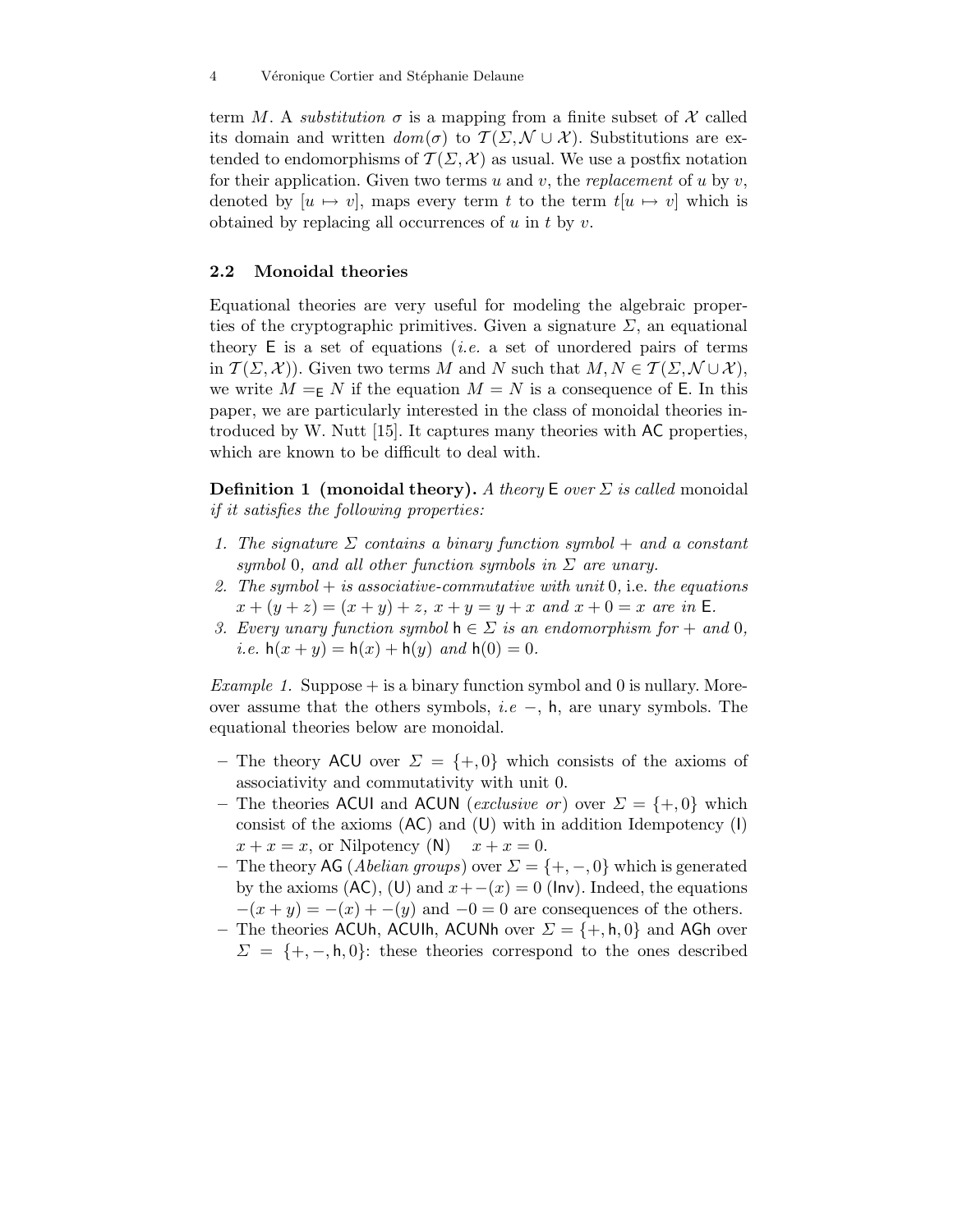term $M$. A *substitution* $\sigma$ is a mapping from a finite subset of $\mathcal{X}$ called its domain and written $dom(\sigma)$ to $\mathcal{T}(\Sigma, \mathcal{N} \cup \mathcal{X})$. Substitutions are extended to endomorphisms of $\mathcal{T}(\Sigma, \mathcal{X})$ as usual. We use a postfix notation for their application. Given two terms $u$ and $v$, the *replacement* of $u$ by $v$, denoted by $[u \mapsto v]$, maps every term $t$ to the term $t[u \mapsto v]$ which is obtained by replacing all occurrences of $u$ in $t$ by $v$.

### 2.2 Monoidal theories

Equational theories are very useful for modeling the algebraic properties of the cryptographic primitives. Given a signature $\Sigma$, an equational theory $\mathsf{E}$ is a set of equations (*i.e.* a set of unordered pairs of terms in $\mathcal{T}(\Sigma, \mathcal{X})$). Given two terms $M$ and $N$ such that $M, N \in \mathcal{T}(\Sigma, \mathcal{N} \cup \mathcal{X})$, we write $M =_{\mathsf{E}} N$ if the equation $M = N$ is a consequence of $\mathsf{E}$. In this paper, we are particularly interested in the class of monoidal theories introduced by W. Nutt [15]. It captures many theories with $\mathsf{AC}$ properties, which are known to be difficult to deal with.

**Definition 1 (monoidal theory).** *A theory* $\mathsf{E}$ *over* $\Sigma$ *is called* monoidal *if it satisfies the following properties:*

1. *The signature* $\Sigma$ *contains a binary function symbol* $+$ *and a constant symbol* $0$*, and all other function symbols in* $\Sigma$ *are unary.*
2. *The symbol* $+$ *is associative-commutative with unit* $0$*, i.e. the equations* $x + (y + z) = (x + y) + z$*,* $x + y = y + x$ *and* $x + 0 = x$ *are in* $\mathsf{E}$*.*
3. *Every unary function symbol* $\mathsf{h} \in \Sigma$ *is an endomorphism for* $+$ *and* $0$*, i.e.* $\mathsf{h}(x + y) = \mathsf{h}(x) + \mathsf{h}(y)$ *and* $\mathsf{h}(0) = 0$*.*

*Example 1.* Suppose $+$ is a binary function symbol and $0$ is nullary. Moreover assume that the others symbols, *i.e* $-$, $\mathsf{h}$, are unary symbols. The equational theories below are monoidal.

- The theory $\mathsf{ACU}$ over $\Sigma = \{+, 0\}$ which consists of the axioms of associativity and commutativity with unit $0$.
- The theories $\mathsf{ACUI}$ and $\mathsf{ACUN}$ (*exclusive or*) over $\Sigma = \{+, 0\}$ which consist of the axioms $(\mathsf{AC})$, $(\mathsf{U})$ with in addition Idempotency $(\mathsf{I})$ $x + x = x$, or Nilpotency $(\mathsf{N})$ $\quad x + x = 0$.
- The theory $\mathsf{AG}$ (*Abelian groups*) over $\Sigma = \{+, -, 0\}$ which is generated by the axioms $(\mathsf{AC})$, $(\mathsf{U})$ and $x + -(x) = 0$ $(\mathsf{Inv})$. Indeed, the equations $-(x + y) = -(x) + -(y)$ and $-0 = 0$ are consequences of the others.
- The theories $\mathsf{ACUh}$, $\mathsf{ACUIh}$, $\mathsf{ACUNh}$ over $\Sigma = \{+, \mathsf{h}, 0\}$ and $\mathsf{AGh}$ over $\Sigma = \{+, -, \mathsf{h}, 0\}$: these theories correspond to the ones described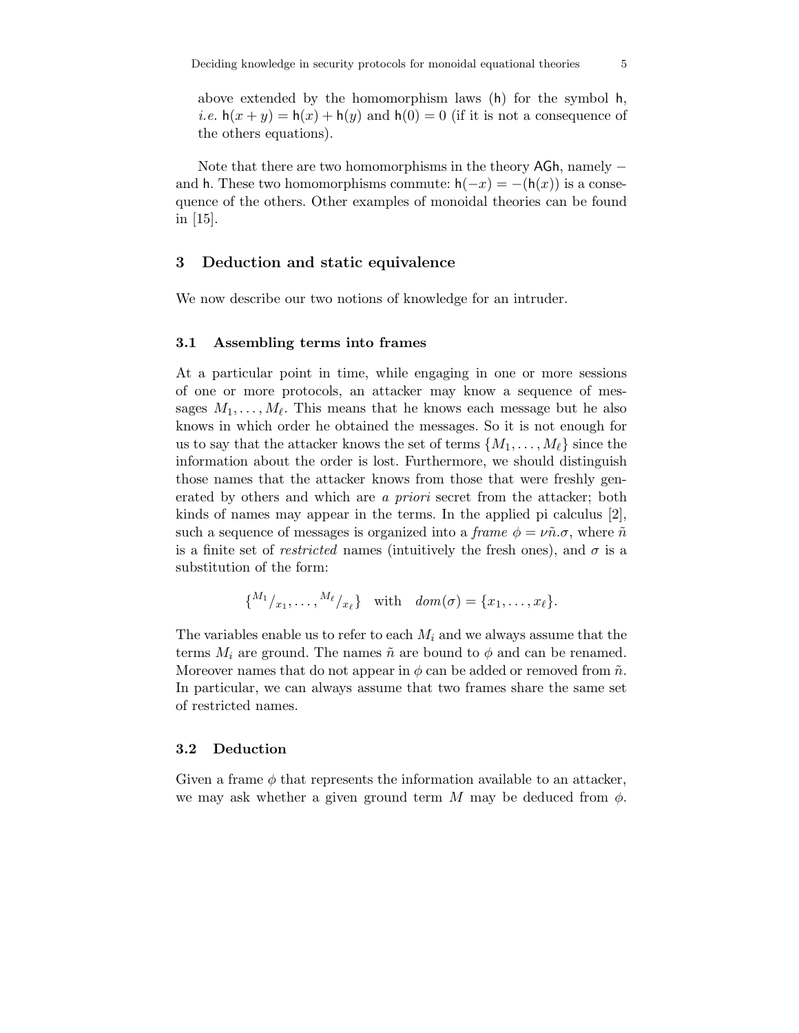above extended by the homomorphism laws (h) for the symbol h, *i.e.* $\mathsf{h}(x+y) = \mathsf{h}(x) + \mathsf{h}(y)$ and $\mathsf{h}(0) = 0$ (if it is not a consequence of the others equations).

Note that there are two homomorphisms in the theory AGh, namely $-$ and h. These two homomorphisms commute: $\mathsf{h}(-x) = -(\mathsf{h}(x))$ is a consequence of the others. Other examples of monoidal theories can be found in [15].

## 3 Deduction and static equivalence

We now describe our two notions of knowledge for an intruder.

### 3.1 Assembling terms into frames

At a particular point in time, while engaging in one or more sessions of one or more protocols, an attacker may know a sequence of messages $M_1, \ldots, M_\ell$. This means that he knows each message but he also knows in which order he obtained the messages. So it is not enough for us to say that the attacker knows the set of terms $\{M_1, \ldots, M_\ell\}$ since the information about the order is lost. Furthermore, we should distinguish those names that the attacker knows from those that were freshly generated by others and which are *a priori* secret from the attacker; both kinds of names may appear in the terms. In the applied pi calculus [2], such a sequence of messages is organized into a *frame* $\phi = \nu\tilde{n}.\sigma$, where $\tilde{n}$ is a finite set of *restricted* names (intuitively the fresh ones), and $\sigma$ is a substitution of the form:

$$\{^{M_1}/_{x_1}, \ldots, ^{M_\ell}/_{x_\ell}\} \quad \text{with} \quad dom(\sigma) = \{x_1, \ldots, x_\ell\}.$$

The variables enable us to refer to each $M_i$ and we always assume that the terms $M_i$ are ground. The names $\tilde{n}$ are bound to $\phi$ and can be renamed. Moreover names that do not appear in $\phi$ can be added or removed from $\tilde{n}$. In particular, we can always assume that two frames share the same set of restricted names.

### 3.2 Deduction

Given a frame $\phi$ that represents the information available to an attacker, we may ask whether a given ground term $M$ may be deduced from $\phi$.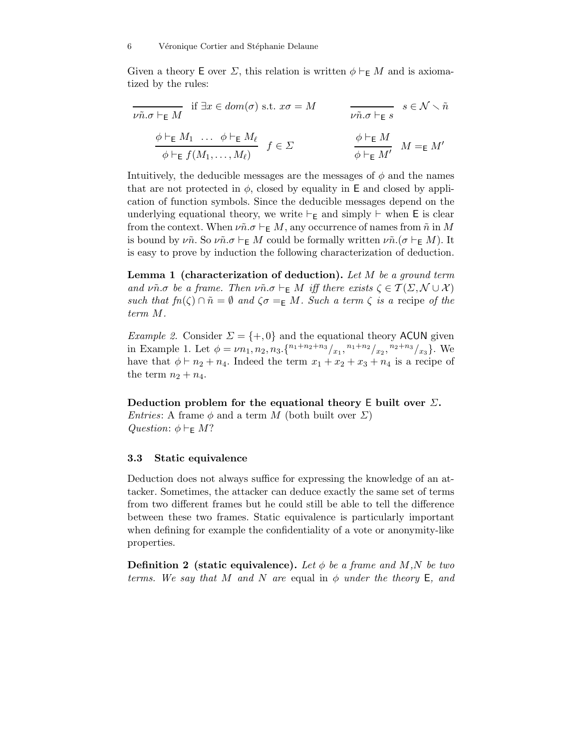Given a theory $\mathsf{E}$ over $\Sigma$, this relation is written $\phi \vdash_{\mathsf{E}} M$ and is axiomatized by the rules:

$$\frac{}{\nu\tilde{n}.\sigma \vdash_{\mathsf{E}} M} \ \text{if } \exists x \in dom(\sigma) \text{ s.t. } x\sigma = M \qquad\qquad \frac{}{\nu\tilde{n}.\sigma \vdash_{\mathsf{E}} s} \ s \in \mathcal{N} \smallsetminus \tilde{n}$$

$$\frac{\phi \vdash_{\mathsf{E}} M_1 \ \ldots \ \phi \vdash_{\mathsf{E}} M_\ell}{\phi \vdash_{\mathsf{E}} f(M_1, \ldots, M_\ell)} \ f \in \Sigma \qquad\qquad \frac{\phi \vdash_{\mathsf{E}} M}{\phi \vdash_{\mathsf{E}} M'} \ M =_{\mathsf{E}} M'$$

Intuitively, the deducible messages are the messages of $\phi$ and the names that are not protected in $\phi$, closed by equality in $\mathsf{E}$ and closed by application of function symbols. Since the deducible messages depend on the underlying equational theory, we write $\vdash_{\mathsf{E}}$ and simply $\vdash$ when $\mathsf{E}$ is clear from the context. When $\nu\tilde{n}.\sigma \vdash_{\mathsf{E}} M$, any occurrence of names from $\tilde{n}$ in $M$ is bound by $\nu\tilde{n}$. So $\nu\tilde{n}.\sigma \vdash_{\mathsf{E}} M$ could be formally written $\nu\tilde{n}.(\sigma \vdash_{\mathsf{E}} M)$. It is easy to prove by induction the following characterization of deduction.

**Lemma 1 (characterization of deduction).** *Let $M$ be a ground term and $\nu\tilde{n}.\sigma$ be a frame. Then $\nu\tilde{n}.\sigma \vdash_{\mathsf{E}} M$ iff there exists $\zeta \in \mathcal{T}(\Sigma, \mathcal{N} \cup \mathcal{X})$ such that $fn(\zeta) \cap \tilde{n} = \emptyset$ and $\zeta\sigma =_{\mathsf{E}} M$. Such a term $\zeta$ is a* recipe *of the term $M$.*

*Example 2.* Consider $\Sigma = \{+, 0\}$ and the equational theory $\mathsf{ACUN}$ given in Example 1. Let $\phi = \nu n_1, n_2, n_3.\{^{n_1+n_2+n_3}/_{x_1}, {}^{n_1+n_2}/_{x_2}, {}^{n_2+n_3}/_{x_3}\}$. We have that $\phi \vdash n_2 + n_4$. Indeed the term $x_1 + x_2 + x_3 + n_4$ is a recipe of the term $n_2 + n_4$.

**Deduction problem for the equational theory $\mathsf{E}$ built over $\Sigma$.**
*Entries*: A frame $\phi$ and a term $M$ (both built over $\Sigma$)
*Question*: $\phi \vdash_{\mathsf{E}} M$?

### 3.3 Static equivalence

Deduction does not always suffice for expressing the knowledge of an attacker. Sometimes, the attacker can deduce exactly the same set of terms from two different frames but he could still be able to tell the difference between these two frames. Static equivalence is particularly important when defining for example the confidentiality of a vote or anonymity-like properties.

**Definition 2 (static equivalence).** *Let $\phi$ be a frame and $M$,$N$ be two terms. We say that $M$ and $N$ are* equal in $\phi$ *under the theory $\mathsf{E}$, and*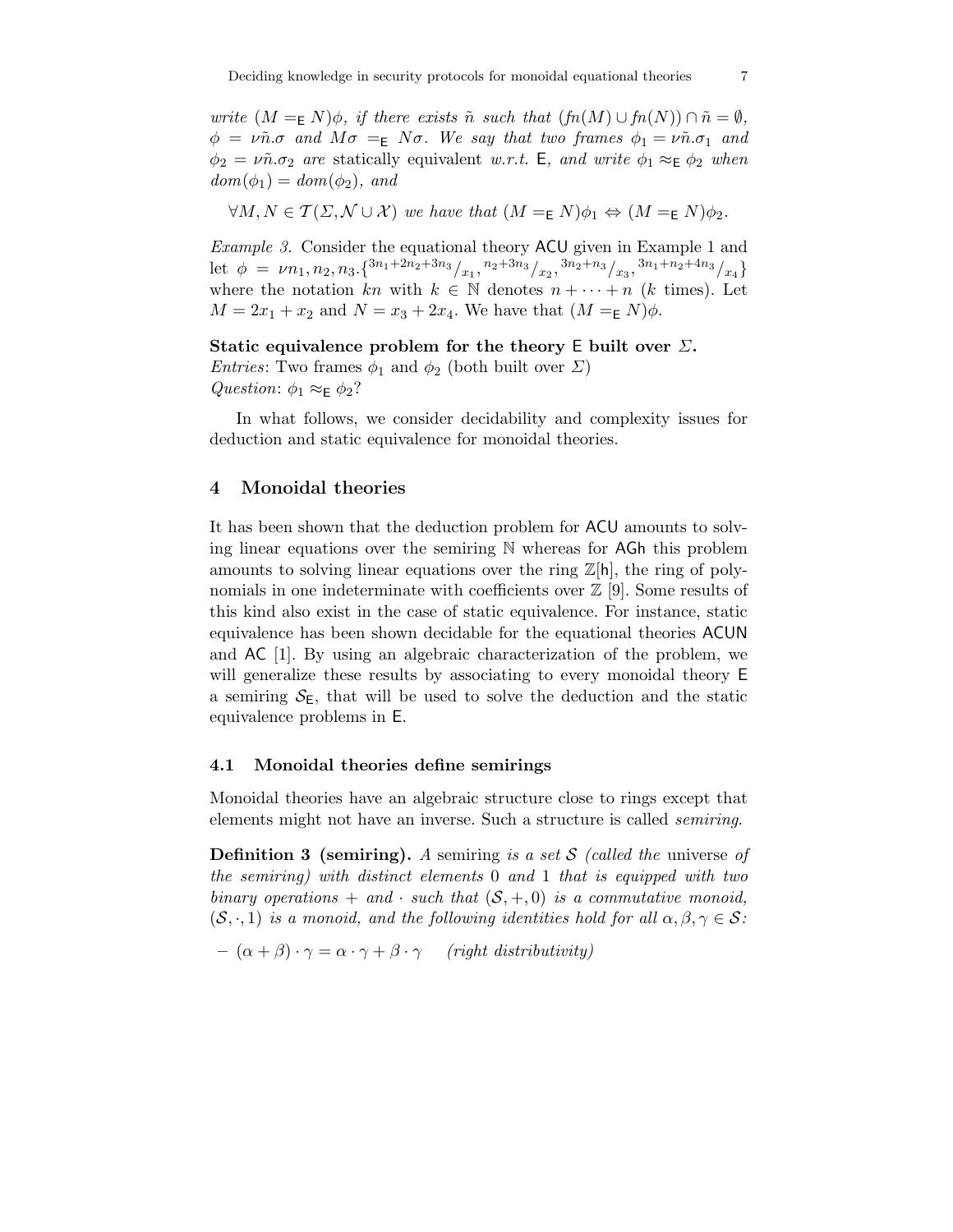*write* $(M =_{\mathsf{E}} N)\phi$*, if there exists* $\tilde{n}$ *such that* $(fn(M) \cup fn(N)) \cap \tilde{n} = \emptyset$*,* $\phi = \nu\tilde{n}.\sigma$ *and* $M\sigma =_{\mathsf{E}} N\sigma$*. We say that two frames* $\phi_1 = \nu\tilde{n}.\sigma_1$ *and* $\phi_2 = \nu\tilde{n}.\sigma_2$ *are* statically equivalent *w.r.t.* $\mathsf{E}$*, and write* $\phi_1 \approx_{\mathsf{E}} \phi_2$ *when* $dom(\phi_1) = dom(\phi_2)$*, and*

$$\forall M, N \in \mathcal{T}(\Sigma, \mathcal{N} \cup \mathcal{X}) \text{ we have that } (M =_{\mathsf{E}} N)\phi_1 \Leftrightarrow (M =_{\mathsf{E}} N)\phi_2.$$

*Example 3.* Consider the equational theory ACU given in Example 1 and let $\phi = \nu n_1, n_2, n_3.\{^{3n_1+2n_2+3n_3}/_{x_1}, {}^{n_2+3n_3}/_{x_2}, {}^{3n_2+n_3}/_{x_3}, {}^{3n_1+n_2+4n_3}/_{x_4}\}$ where the notation $kn$ with $k \in \mathbb{N}$ denotes $n + \cdots + n$ ($k$ times). Let $M = 2x_1 + x_2$ and $N = x_3 + 2x_4$. We have that $(M =_{\mathsf{E}} N)\phi$.

**Static equivalence problem for the theory E built over $\Sigma$.**
*Entries*: Two frames $\phi_1$ and $\phi_2$ (both built over $\Sigma$)
*Question*: $\phi_1 \approx_{\mathsf{E}} \phi_2$?

In what follows, we consider decidability and complexity issues for deduction and static equivalence for monoidal theories.

## 4 Monoidal theories

It has been shown that the deduction problem for ACU amounts to solving linear equations over the semiring $\mathbb{N}$ whereas for AGh this problem amounts to solving linear equations over the ring $\mathbb{Z}[\mathsf{h}]$, the ring of polynomials in one indeterminate with coefficients over $\mathbb{Z}$ [9]. Some results of this kind also exist in the case of static equivalence. For instance, static equivalence has been shown decidable for the equational theories ACUN and AC [1]. By using an algebraic characterization of the problem, we will generalize these results by associating to every monoidal theory E a semiring $\mathcal{S}_{\mathsf{E}}$, that will be used to solve the deduction and the static equivalence problems in E.

### 4.1 Monoidal theories define semirings

Monoidal theories have an algebraic structure close to rings except that elements might not have an inverse. Such a structure is called *semiring*.

**Definition 3 (semiring).** *A* semiring *is a set* $\mathcal{S}$ *(called the* universe *of the semiring) with distinct elements* 0 *and* 1 *that is equipped with two binary operations* + *and* $\cdot$ *such that* $(\mathcal{S}, +, 0)$ *is a commutative monoid,* $(\mathcal{S}, \cdot, 1)$ *is a monoid, and the following identities hold for all* $\alpha, \beta, \gamma \in \mathcal{S}$*:*

- $(\alpha + \beta) \cdot \gamma = \alpha \cdot \gamma + \beta \cdot \gamma$ *(right distributivity)*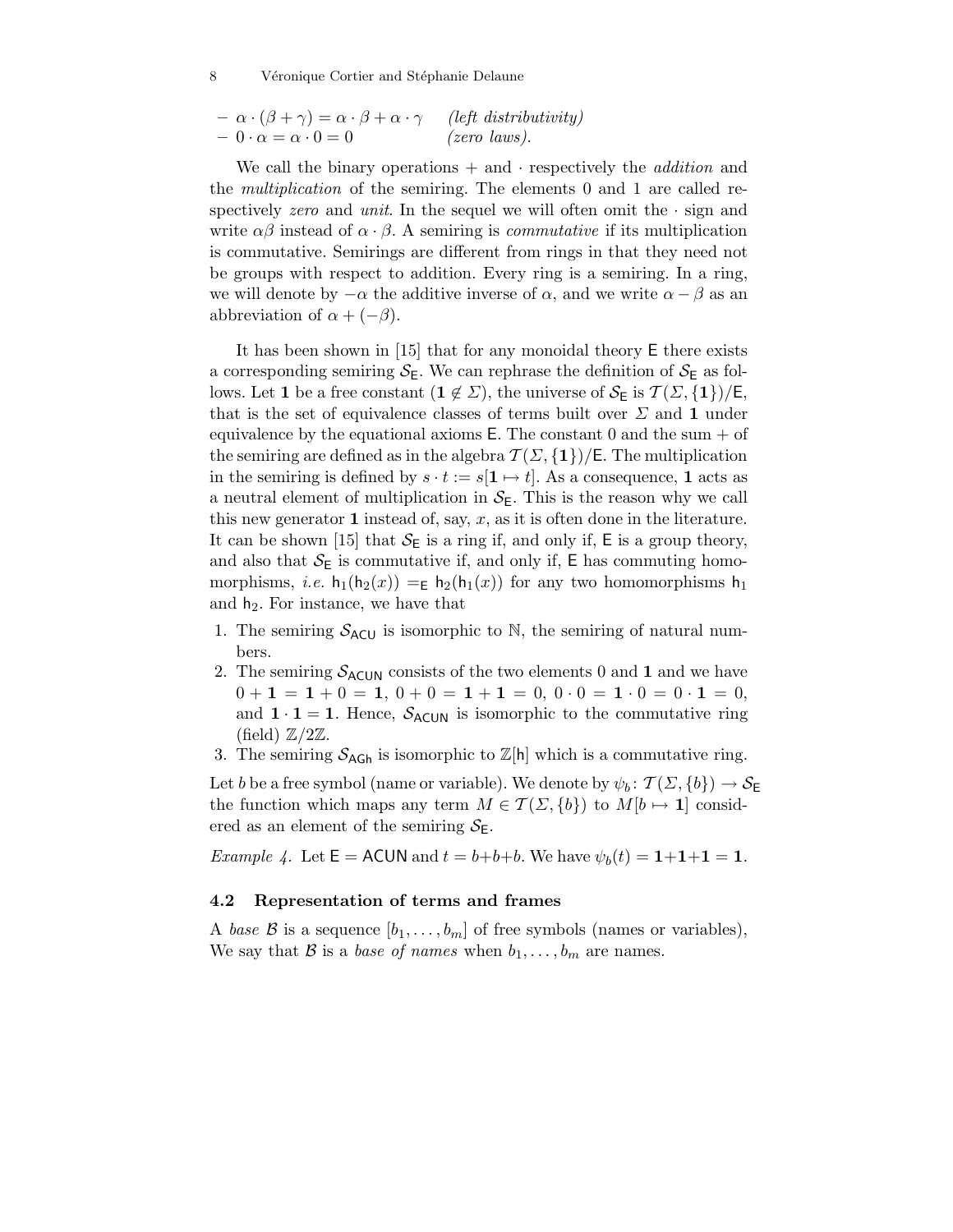- $\alpha \cdot (\beta + \gamma) = \alpha \cdot \beta + \alpha \cdot \gamma$ *(left distributivity)*
- $0 \cdot \alpha = \alpha \cdot 0 = 0$ *(zero laws).*

We call the binary operations $+$ and $\cdot$ respectively the *addition* and the *multiplication* of the semiring. The elements 0 and 1 are called respectively *zero* and *unit*. In the sequel we will often omit the $\cdot$ sign and write $\alpha\beta$ instead of $\alpha \cdot \beta$. A semiring is *commutative* if its multiplication is commutative. Semirings are different from rings in that they need not be groups with respect to addition. Every ring is a semiring. In a ring, we will denote by $-\alpha$ the additive inverse of $\alpha$, and we write $\alpha - \beta$ as an abbreviation of $\alpha + (-\beta)$.

It has been shown in [15] that for any monoidal theory $\mathsf{E}$ there exists a corresponding semiring $\mathcal{S}_\mathsf{E}$. We can rephrase the definition of $\mathcal{S}_\mathsf{E}$ as follows. Let $\mathbf{1}$ be a free constant ($\mathbf{1} \notin \Sigma$), the universe of $\mathcal{S}_\mathsf{E}$ is $\mathcal{T}(\Sigma, \{\mathbf{1}\})/\mathsf{E}$, that is the set of equivalence classes of terms built over $\Sigma$ and $\mathbf{1}$ under equivalence by the equational axioms $\mathsf{E}$. The constant 0 and the sum $+$ of the semiring are defined as in the algebra $\mathcal{T}(\Sigma, \{\mathbf{1}\})/\mathsf{E}$. The multiplication in the semiring is defined by $s \cdot t := s[\mathbf{1} \mapsto t]$. As a consequence, $\mathbf{1}$ acts as a neutral element of multiplication in $\mathcal{S}_\mathsf{E}$. This is the reason why we call this new generator $\mathbf{1}$ instead of, say, $x$, as it is often done in the literature. It can be shown [15] that $\mathcal{S}_\mathsf{E}$ is a ring if, and only if, $\mathsf{E}$ is a group theory, and also that $\mathcal{S}_\mathsf{E}$ is commutative if, and only if, $\mathsf{E}$ has commuting homomorphisms, *i.e.* $\mathsf{h}_1(\mathsf{h}_2(x)) =_\mathsf{E} \mathsf{h}_2(\mathsf{h}_1(x))$ for any two homomorphisms $\mathsf{h}_1$ and $\mathsf{h}_2$. For instance, we have that

1. The semiring $\mathcal{S}_\mathsf{ACU}$ is isomorphic to $\mathbb{N}$, the semiring of natural numbers.
2. The semiring $\mathcal{S}_\mathsf{ACUN}$ consists of the two elements 0 and $\mathbf{1}$ and we have $0 + \mathbf{1} = \mathbf{1} + 0 = \mathbf{1}$, $0 + 0 = \mathbf{1} + \mathbf{1} = 0$, $0 \cdot 0 = \mathbf{1} \cdot 0 = 0 \cdot \mathbf{1} = 0$, and $\mathbf{1} \cdot \mathbf{1} = \mathbf{1}$. Hence, $\mathcal{S}_\mathsf{ACUN}$ is isomorphic to the commutative ring (field) $\mathbb{Z}/2\mathbb{Z}$.
3. The semiring $\mathcal{S}_\mathsf{AGh}$ is isomorphic to $\mathbb{Z}[\mathsf{h}]$ which is a commutative ring.

Let $b$ be a free symbol (name or variable). We denote by $\psi_b \colon \mathcal{T}(\Sigma, \{b\}) \to \mathcal{S}_\mathsf{E}$ the function which maps any term $M \in \mathcal{T}(\Sigma, \{b\})$ to $M[b \mapsto \mathbf{1}]$ considered as an element of the semiring $\mathcal{S}_\mathsf{E}$.

*Example 4.* Let $\mathsf{E} = \mathsf{ACUN}$ and $t = b{+}b{+}b$. We have $\psi_b(t) = \mathbf{1}{+}\mathbf{1}{+}\mathbf{1} = \mathbf{1}$.

### 4.2 Representation of terms and frames

A *base* $\mathcal{B}$ is a sequence $[b_1, \ldots, b_m]$ of free symbols (names or variables), We say that $\mathcal{B}$ is a *base of names* when $b_1, \ldots, b_m$ are names.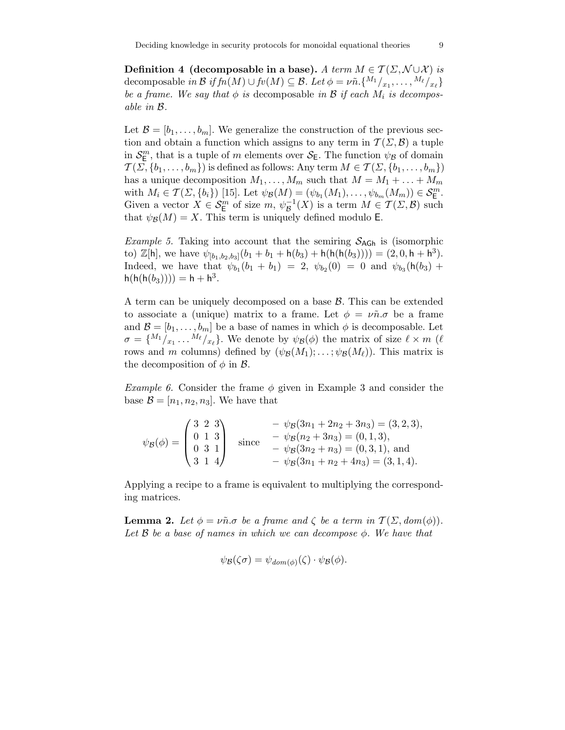**Definition 4 (decomposable in a base).** *A term $M \in \mathcal{T}(\Sigma, \mathcal{N} \cup \mathcal{X})$ is* decomposable *in $\mathcal{B}$ if $fn(M) \cup fv(M) \subseteq \mathcal{B}$. Let $\phi = \nu\tilde{n}.\{^{M_1}/_{x_1}, \ldots, ^{M_\ell}/_{x_\ell}\}$ be a frame. We say that $\phi$ is* decomposable *in $\mathcal{B}$ if each $M_i$ is decomposable in $\mathcal{B}$.*

Let $\mathcal{B} = [b_1, \ldots, b_m]$. We generalize the construction of the previous section and obtain a function which assigns to any term in $\mathcal{T}(\Sigma, \mathcal{B})$ a tuple in $\mathcal{S}_{\mathsf{E}}^m$, that is a tuple of $m$ elements over $\mathcal{S}_{\mathsf{E}}$. The function $\psi_{\mathcal{B}}$ of domain $\mathcal{T}(\Sigma, \{b_1, \ldots, b_m\})$ is defined as follows: Any term $M \in \mathcal{T}(\Sigma, \{b_1, \ldots, b_m\})$ has a unique decomposition $M_1, \ldots, M_m$ such that $M = M_1 + \ldots + M_m$ with $M_i \in \mathcal{T}(\Sigma, \{b_i\})$ [15]. Let $\psi_{\mathcal{B}}(M) = (\psi_{b_1}(M_1), \ldots, \psi_{b_m}(M_m)) \in \mathcal{S}_{\mathsf{E}}^m$. Given a vector $X \in \mathcal{S}_{\mathsf{E}}^m$ of size $m$, $\psi_{\mathcal{B}}^{-1}(X)$ is a term $M \in \mathcal{T}(\Sigma, \mathcal{B})$ such that $\psi_{\mathcal{B}}(M) = X$. This term is uniquely defined modulo $\mathsf{E}$.

*Example 5.* Taking into account that the semiring $\mathcal{S}_{\mathsf{AGh}}$ is (isomorphic to) $\mathbb{Z}[\mathsf{h}]$, we have $\psi_{[b_1,b_2,b_3]}(b_1 + b_1 + \mathsf{h}(b_3) + \mathsf{h}(\mathsf{h}(\mathsf{h}(b_3)))) = (2, 0, \mathsf{h} + \mathsf{h}^3)$. Indeed, we have that $\psi_{b_1}(b_1 + b_1) = 2$, $\psi_{b_2}(0) = 0$ and $\psi_{b_3}(\mathsf{h}(b_3) + \mathsf{h}(\mathsf{h}(\mathsf{h}(b_3)))) = \mathsf{h} + \mathsf{h}^3$.

A term can be uniquely decomposed on a base $\mathcal{B}$. This can be extended to associate a (unique) matrix to a frame. Let $\phi = \nu\tilde{n}.\sigma$ be a frame and $\mathcal{B} = [b_1, \ldots, b_m]$ be a base of names in which $\phi$ is decomposable. Let $\sigma = \{^{M_1}/_{x_1} \ldots ^{M_\ell}/_{x_\ell}\}$. We denote by $\psi_{\mathcal{B}}(\phi)$ the matrix of size $\ell \times m$ ($\ell$ rows and $m$ columns) defined by $(\psi_{\mathcal{B}}(M_1); \ldots; \psi_{\mathcal{B}}(M_\ell))$. This matrix is the decomposition of $\phi$ in $\mathcal{B}$.

*Example 6.* Consider the frame $\phi$ given in Example 3 and consider the base $\mathcal{B} = [n_1, n_2, n_3]$. We have that

$$\psi_{\mathcal{B}}(\phi) = \begin{pmatrix} 3 & 2 & 3 \\ 0 & 1 & 3 \\ 0 & 3 & 1 \\ 3 & 1 & 4 \end{pmatrix} \quad \text{since} \quad \begin{array}{l} -\ \psi_{\mathcal{B}}(3n_1 + 2n_2 + 3n_3) = (3, 2, 3), \\ -\ \psi_{\mathcal{B}}(n_2 + 3n_3) = (0, 1, 3), \\ -\ \psi_{\mathcal{B}}(3n_2 + n_3) = (0, 3, 1), \text{ and} \\ -\ \psi_{\mathcal{B}}(3n_1 + n_2 + 4n_3) = (3, 1, 4). \end{array}$$

Applying a recipe to a frame is equivalent to multiplying the corresponding matrices.

**Lemma 2.** *Let $\phi = \nu\tilde{n}.\sigma$ be a frame and $\zeta$ be a term in $\mathcal{T}(\Sigma, dom(\phi))$. Let $\mathcal{B}$ be a base of names in which we can decompose $\phi$. We have that*

$$\psi_{\mathcal{B}}(\zeta\sigma) = \psi_{dom(\phi)}(\zeta) \cdot \psi_{\mathcal{B}}(\phi).$$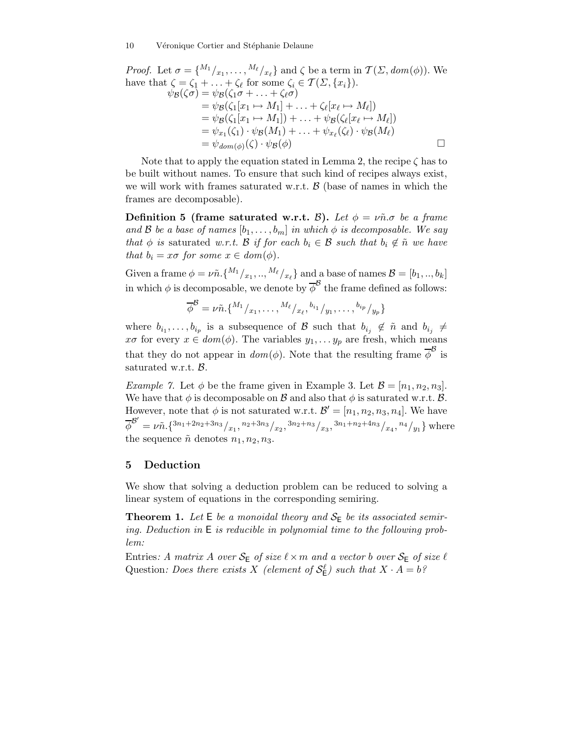*Proof.* Let $\sigma = \{^{M_1}/_{x_1}, \ldots, ^{M_\ell}/_{x_\ell}\}$ and $\zeta$ be a term in $\mathcal{T}(\Sigma, dom(\phi))$. We have that $\zeta = \zeta_1 + \ldots + \zeta_\ell$ for some $\zeta_i \in \mathcal{T}(\Sigma, \{x_i\})$.

$$
\begin{aligned}
\psi_{\mathcal{B}}(\zeta\sigma) &= \psi_{\mathcal{B}}(\zeta_1\sigma + \ldots + \zeta_\ell\sigma) \\
&= \psi_{\mathcal{B}}(\zeta_1[x_1 \mapsto M_1] + \ldots + \zeta_\ell[x_\ell \mapsto M_\ell]) \\
&= \psi_{\mathcal{B}}(\zeta_1[x_1 \mapsto M_1]) + \ldots + \psi_{\mathcal{B}}(\zeta_\ell[x_\ell \mapsto M_\ell]) \\
&= \psi_{x_1}(\zeta_1) \cdot \psi_{\mathcal{B}}(M_1) + \ldots + \psi_{x_\ell}(\zeta_\ell) \cdot \psi_{\mathcal{B}}(M_\ell) \\
&= \psi_{dom(\phi)}(\zeta) \cdot \psi_{\mathcal{B}}(\phi)
\end{aligned}
$$

□

Note that to apply the equation stated in Lemma 2, the recipe $\zeta$ has to be built without names. To ensure that such kind of recipes always exist, we will work with frames saturated w.r.t. $\mathcal{B}$ (base of names in which the frames are decomposable).

**Definition 5 (frame saturated w.r.t. $\mathcal{B}$).** *Let $\phi = \nu\tilde{n}.\sigma$ be a frame and $\mathcal{B}$ be a base of names $[b_1, \ldots, b_m]$ in which $\phi$ is decomposable. We say that $\phi$ is* saturated *w.r.t. $\mathcal{B}$ if for each $b_i \in \mathcal{B}$ such that $b_i \notin \tilde{n}$ we have that $b_i = x\sigma$ for some $x \in dom(\phi)$.*

Given a frame $\phi = \nu\tilde{n}.\{^{M_1}/_{x_1}, .., ^{M_\ell}/_{x_\ell}\}$ and a base of names $\mathcal{B} = [b_1, .., b_k]$ in which $\phi$ is decomposable, we denote by $\overline{\phi}^{\mathcal{B}}$ the frame defined as follows:

$$\overline{\phi}^{\mathcal{B}} = \nu\tilde{n}.\{^{M_1}/_{x_1}, \ldots, ^{M_\ell}/_{x_\ell}, ^{b_{i_1}}/_{y_1}, \ldots, ^{b_{i_p}}/_{y_p}\}$$

where $b_{i_1}, \ldots, b_{i_p}$ is a subsequence of $\mathcal{B}$ such that $b_{i_j} \notin \tilde{n}$ and $b_{i_j} \neq x\sigma$ for every $x \in dom(\phi)$. The variables $y_1, \ldots y_p$ are fresh, which means that they do not appear in $dom(\phi)$. Note that the resulting frame $\overline{\phi}^{\mathcal{B}}$ is saturated w.r.t. $\mathcal{B}$.

*Example 7.* Let $\phi$ be the frame given in Example 3. Let $\mathcal{B} = [n_1, n_2, n_3]$. We have that $\phi$ is decomposable on $\mathcal{B}$ and also that $\phi$ is saturated w.r.t. $\mathcal{B}$. However, note that $\phi$ is not saturated w.r.t. $\mathcal{B}' = [n_1, n_2, n_3, n_4]$. We have $\overline{\phi}^{\mathcal{B}'} = \nu\tilde{n}.\{^{3n_1+2n_2+3n_3}/_{x_1}, ^{n_2+3n_3}/_{x_2}, ^{3n_2+n_3}/_{x_3}, ^{3n_1+n_2+4n_3}/_{x_4}, ^{n_4}/_{y_1}\}$ where the sequence $\tilde{n}$ denotes $n_1, n_2, n_3$.

## 5 Deduction

We show that solving a deduction problem can be reduced to solving a linear system of equations in the corresponding semiring.

**Theorem 1.** *Let $\mathsf{E}$ be a monoidal theory and $\mathcal{S}_{\mathsf{E}}$ be its associated semiring. Deduction in $\mathsf{E}$ is reducible in polynomial time to the following problem:*

Entries*: A matrix $A$ over $\mathcal{S}_{\mathsf{E}}$ of size $\ell \times m$ and a vector $b$ over $\mathcal{S}_{\mathsf{E}}$ of size $\ell$*
Question*: Does there exists $X$ (element of $\mathcal{S}_{\mathsf{E}}^{\ell}$) such that $X \cdot A = b$?*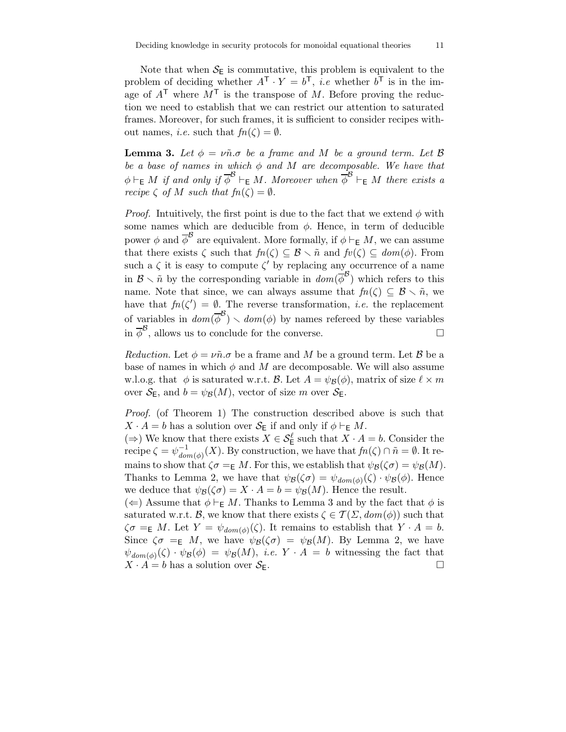Note that when $\mathcal{S}_\mathsf{E}$ is commutative, this problem is equivalent to the problem of deciding whether $A^\mathsf{T} \cdot Y = b^\mathsf{T}$, *i.e* whether $b^\mathsf{T}$ is in the image of $A^\mathsf{T}$ where $M^\mathsf{T}$ is the transpose of $M$. Before proving the reduction we need to establish that we can restrict our attention to saturated frames. Moreover, for such frames, it is sufficient to consider recipes without names, *i.e.* such that $fn(\zeta) = \emptyset$.

**Lemma 3.** *Let $\phi = \nu\tilde{n}.\sigma$ be a frame and $M$ be a ground term. Let $\mathcal{B}$ be a base of names in which $\phi$ and $M$ are decomposable. We have that $\phi \vdash_\mathsf{E} M$ if and only if $\overline{\phi}^\mathcal{B} \vdash_\mathsf{E} M$. Moreover when $\overline{\phi}^\mathcal{B} \vdash_\mathsf{E} M$ there exists a recipe $\zeta$ of $M$ such that $fn(\zeta) = \emptyset$.*

*Proof.* Intuitively, the first point is due to the fact that we extend $\phi$ with some names which are deducible from $\phi$. Hence, in term of deducible power $\phi$ and $\overline{\phi}^\mathcal{B}$ are equivalent. More formally, if $\phi \vdash_\mathsf{E} M$, we can assume that there exists $\zeta$ such that $fn(\zeta) \subseteq \mathcal{B} \smallsetminus \tilde{n}$ and $fv(\zeta) \subseteq dom(\phi)$. From such a $\zeta$ it is easy to compute $\zeta'$ by replacing any occurrence of a name in $\mathcal{B} \smallsetminus \tilde{n}$ by the corresponding variable in $dom(\overline{\phi}^\mathcal{B})$ which refers to this name. Note that since, we can always assume that $fn(\zeta) \subseteq \mathcal{B} \smallsetminus \tilde{n}$, we have that $fn(\zeta') = \emptyset$. The reverse transformation, *i.e.* the replacement of variables in $dom(\overline{\phi}^\mathcal{B}) \smallsetminus dom(\phi)$ by names refereed by these variables in $\overline{\phi}^\mathcal{B}$, allows us to conclude for the converse. □

*Reduction.* Let $\phi = \nu\tilde{n}.\sigma$ be a frame and $M$ be a ground term. Let $\mathcal{B}$ be a base of names in which $\phi$ and $M$ are decomposable. We will also assume w.l.o.g. that $\phi$ is saturated w.r.t. $\mathcal{B}$. Let $A = \psi_\mathcal{B}(\phi)$, matrix of size $\ell \times m$ over $\mathcal{S}_\mathsf{E}$, and $b = \psi_\mathcal{B}(M)$, vector of size $m$ over $\mathcal{S}_\mathsf{E}$.

*Proof.* (of Theorem 1) The construction described above is such that $X \cdot A = b$ has a solution over $\mathcal{S}_\mathsf{E}$ if and only if $\phi \vdash_\mathsf{E} M$.

($\Rightarrow$) We know that there exists $X \in \mathcal{S}_\mathsf{E}^\ell$ such that $X \cdot A = b$. Consider the recipe $\zeta = \psi^{-1}_{dom(\phi)}(X)$. By construction, we have that $fn(\zeta) \cap \tilde{n} = \emptyset$. It remains to show that $\zeta\sigma =_\mathsf{E} M$. For this, we establish that $\psi_\mathcal{B}(\zeta\sigma) = \psi_\mathcal{B}(M)$. Thanks to Lemma 2, we have that $\psi_\mathcal{B}(\zeta\sigma) = \psi_{dom(\phi)}(\zeta) \cdot \psi_\mathcal{B}(\phi)$. Hence we deduce that $\psi_\mathcal{B}(\zeta\sigma) = X \cdot A = b = \psi_\mathcal{B}(M)$. Hence the result.

($\Leftarrow$) Assume that $\phi \vdash_\mathsf{E} M$. Thanks to Lemma 3 and by the fact that $\phi$ is saturated w.r.t. $\mathcal{B}$, we know that there exists $\zeta \in \mathcal{T}(\Sigma, dom(\phi))$ such that $\zeta\sigma =_\mathsf{E} M$. Let $Y = \psi_{dom(\phi)}(\zeta)$. It remains to establish that $Y \cdot A = b$. Since $\zeta\sigma =_\mathsf{E} M$, we have $\psi_\mathcal{B}(\zeta\sigma) = \psi_\mathcal{B}(M)$. By Lemma 2, we have $\psi_{dom(\phi)}(\zeta) \cdot \psi_\mathcal{B}(\phi) = \psi_\mathcal{B}(M)$, *i.e.* $Y \cdot A = b$ witnessing the fact that $X \cdot A = b$ has a solution over $\mathcal{S}_\mathsf{E}$. □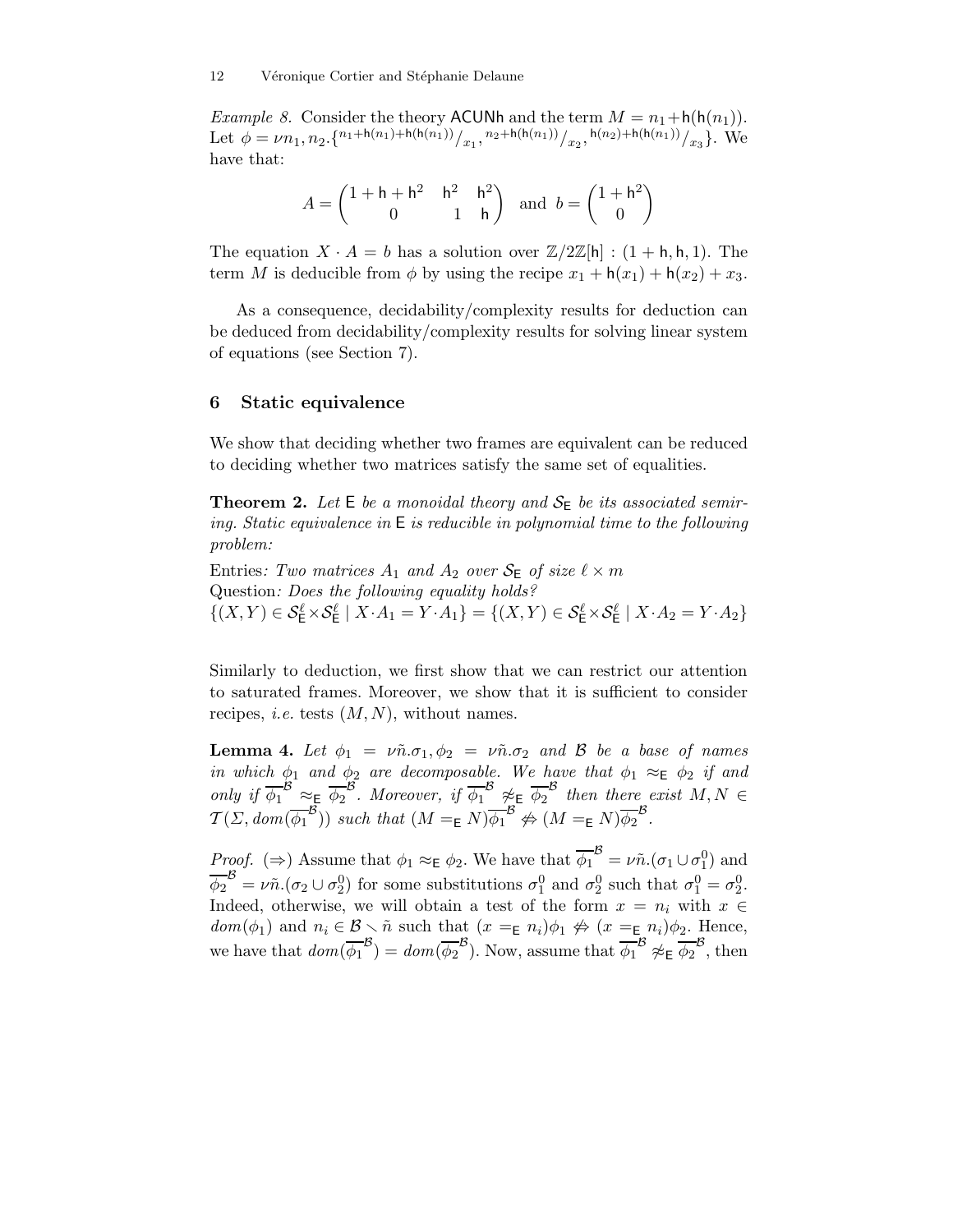*Example 8.* Consider the theory $\mathsf{ACUNh}$ and the term $M = n_1 + \mathsf{h}(\mathsf{h}(n_1))$. Let $\phi = \nu n_1, n_2.\{^{n_1+\mathsf{h}(n_1)+\mathsf{h}(\mathsf{h}(n_1))}/_{x_1}, {}^{n_2+\mathsf{h}(\mathsf{h}(n_1))}/_{x_2}, {}^{\mathsf{h}(n_2)+\mathsf{h}(\mathsf{h}(n_1))}/_{x_3}\}$. We have that:

$$A = \begin{pmatrix} 1+\mathsf{h}+\mathsf{h}^2 & \mathsf{h}^2 & \mathsf{h}^2 \\ 0 & 1 & \mathsf{h} \end{pmatrix} \text{ and } b = \begin{pmatrix} 1+\mathsf{h}^2 \\ 0 \end{pmatrix}$$

The equation $X \cdot A = b$ has a solution over $\mathbb{Z}/2\mathbb{Z}[\mathsf{h}]$ : $(1+\mathsf{h}, \mathsf{h}, 1)$. The term $M$ is deducible from $\phi$ by using the recipe $x_1 + \mathsf{h}(x_1) + \mathsf{h}(x_2) + x_3$.

As a consequence, decidability/complexity results for deduction can be deduced from decidability/complexity results for solving linear system of equations (see Section 7).

## 6 Static equivalence

We show that deciding whether two frames are equivalent can be reduced to deciding whether two matrices satisfy the same set of equalities.

**Theorem 2.** *Let $\mathsf{E}$ be a monoidal theory and $\mathcal{S}_\mathsf{E}$ be its associated semiring. Static equivalence in $\mathsf{E}$ is reducible in polynomial time to the following problem:*

Entries*: Two matrices $A_1$ and $A_2$ over $\mathcal{S}_\mathsf{E}$ of size $\ell \times m$*
Question*: Does the following equality holds?*
$\{(X,Y) \in \mathcal{S}_\mathsf{E}^\ell \times \mathcal{S}_\mathsf{E}^\ell \mid X \cdot A_1 = Y \cdot A_1\} = \{(X,Y) \in \mathcal{S}_\mathsf{E}^\ell \times \mathcal{S}_\mathsf{E}^\ell \mid X \cdot A_2 = Y \cdot A_2\}$

Similarly to deduction, we first show that we can restrict our attention to saturated frames. Moreover, we show that it is sufficient to consider recipes, *i.e.* tests $(M, N)$, without names.

**Lemma 4.** *Let $\phi_1 = \nu\tilde{n}.\sigma_1, \phi_2 = \nu\tilde{n}.\sigma_2$ and $\mathcal{B}$ be a base of names in which $\phi_1$ and $\phi_2$ are decomposable. We have that $\phi_1 \approx_\mathsf{E} \phi_2$ if and only if $\overline{\phi_1}^\mathcal{B} \approx_\mathsf{E} \overline{\phi_2}^\mathcal{B}$. Moreover, if $\overline{\phi_1}^\mathcal{B} \not\approx_\mathsf{E} \overline{\phi_2}^\mathcal{B}$ then there exist $M, N \in \mathcal{T}(\Sigma, dom(\overline{\phi_1}^\mathcal{B}))$ such that $(M =_\mathsf{E} N)\overline{\phi_1}^\mathcal{B} \not\Leftrightarrow (M =_\mathsf{E} N)\overline{\phi_2}^\mathcal{B}$.*

*Proof.* ($\Rightarrow$) Assume that $\phi_1 \approx_\mathsf{E} \phi_2$. We have that $\overline{\phi_1}^\mathcal{B} = \nu\tilde{n}.(\sigma_1 \cup \sigma_1^0)$ and $\overline{\phi_2}^\mathcal{B} = \nu\tilde{n}.(\sigma_2 \cup \sigma_2^0)$ for some substitutions $\sigma_1^0$ and $\sigma_2^0$ such that $\sigma_1^0 = \sigma_2^0$. Indeed, otherwise, we will obtain a test of the form $x = n_i$ with $x \in dom(\phi_1)$ and $n_i \in \mathcal{B} \smallsetminus \tilde{n}$ such that $(x =_\mathsf{E} n_i)\phi_1 \not\Leftrightarrow (x =_\mathsf{E} n_i)\phi_2$. Hence, we have that $dom(\overline{\phi_1}^\mathcal{B}) = dom(\overline{\phi_2}^\mathcal{B})$. Now, assume that $\overline{\phi_1}^\mathcal{B} \not\approx_\mathsf{E} \overline{\phi_2}^\mathcal{B}$, then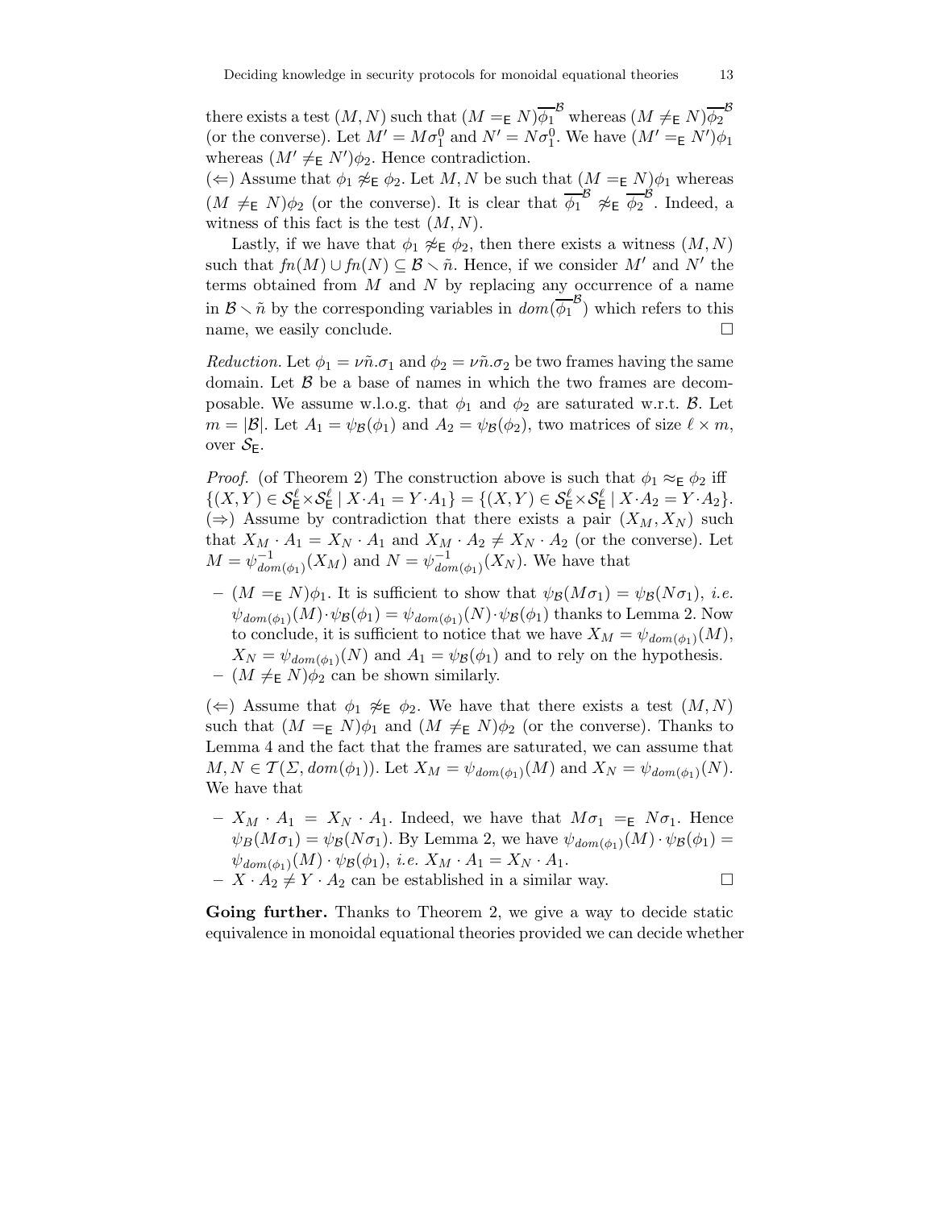there exists a test $(M, N)$ such that $(M =_{\mathsf{E}} N)\overline{\phi_1}^{\mathcal{B}}$ whereas $(M \neq_{\mathsf{E}} N)\overline{\phi_2}^{\mathcal{B}}$ (or the converse). Let $M' = M\sigma_1^0$ and $N' = N\sigma_1^0$. We have $(M' =_{\mathsf{E}} N')\phi_1$ whereas $(M' \neq_{\mathsf{E}} N')\phi_2$. Hence contradiction.

($\Leftarrow$) Assume that $\phi_1 \not\approx_{\mathsf{E}} \phi_2$. Let $M, N$ be such that $(M =_{\mathsf{E}} N)\phi_1$ whereas $(M \neq_{\mathsf{E}} N)\phi_2$ (or the converse). It is clear that $\overline{\phi_1}^{\mathcal{B}} \not\approx_{\mathsf{E}} \overline{\phi_2}^{\mathcal{B}}$. Indeed, a witness of this fact is the test $(M, N)$.

Lastly, if we have that $\phi_1 \not\approx_{\mathsf{E}} \phi_2$, then there exists a witness $(M, N)$ such that $fn(M) \cup fn(N) \subseteq \mathcal{B} \smallsetminus \tilde{n}$. Hence, if we consider $M'$ and $N'$ the terms obtained from $M$ and $N$ by replacing any occurrence of a name in $\mathcal{B} \smallsetminus \tilde{n}$ by the corresponding variables in $dom(\overline{\phi_1}^{\mathcal{B}})$ which refers to this name, we easily conclude. □

*Reduction.* Let $\phi_1 = \nu\tilde{n}.\sigma_1$ and $\phi_2 = \nu\tilde{n}.\sigma_2$ be two frames having the same domain. Let $\mathcal{B}$ be a base of names in which the two frames are decomposable. We assume w.l.o.g. that $\phi_1$ and $\phi_2$ are saturated w.r.t. $\mathcal{B}$. Let $m = |\mathcal{B}|$. Let $A_1 = \psi_{\mathcal{B}}(\phi_1)$ and $A_2 = \psi_{\mathcal{B}}(\phi_2)$, two matrices of size $\ell \times m$, over $\mathcal{S}_{\mathsf{E}}$.

*Proof.* (of Theorem 2) The construction above is such that $\phi_1 \approx_{\mathsf{E}} \phi_2$ iff $\{(X, Y) \in \mathcal{S}_{\mathsf{E}}^{\ell} \times \mathcal{S}_{\mathsf{E}}^{\ell} \mid X \cdot A_1 = Y \cdot A_1\} = \{(X, Y) \in \mathcal{S}_{\mathsf{E}}^{\ell} \times \mathcal{S}_{\mathsf{E}}^{\ell} \mid X \cdot A_2 = Y \cdot A_2\}$.
($\Rightarrow$) Assume by contradiction that there exists a pair $(X_M, X_N)$ such that $X_M \cdot A_1 = X_N \cdot A_1$ and $X_M \cdot A_2 \neq X_N \cdot A_2$ (or the converse). Let $M = \psi^{-1}_{dom(\phi_1)}(X_M)$ and $N = \psi^{-1}_{dom(\phi_1)}(X_N)$. We have that

- $(M =_{\mathsf{E}} N)\phi_1$. It is sufficient to show that $\psi_{\mathcal{B}}(M\sigma_1) = \psi_{\mathcal{B}}(N\sigma_1)$, *i.e.* $\psi_{dom(\phi_1)}(M) \cdot \psi_{\mathcal{B}}(\phi_1) = \psi_{dom(\phi_1)}(N) \cdot \psi_{\mathcal{B}}(\phi_1)$ thanks to Lemma 2. Now to conclude, it is sufficient to notice that we have $X_M = \psi_{dom(\phi_1)}(M)$, $X_N = \psi_{dom(\phi_1)}(N)$ and $A_1 = \psi_{\mathcal{B}}(\phi_1)$ and to rely on the hypothesis.
- $(M \neq_{\mathsf{E}} N)\phi_2$ can be shown similarly.

($\Leftarrow$) Assume that $\phi_1 \not\approx_{\mathsf{E}} \phi_2$. We have that there exists a test $(M, N)$ such that $(M =_{\mathsf{E}} N)\phi_1$ and $(M \neq_{\mathsf{E}} N)\phi_2$ (or the converse). Thanks to Lemma 4 and the fact that the frames are saturated, we can assume that $M, N \in \mathcal{T}(\Sigma, dom(\phi_1))$. Let $X_M = \psi_{dom(\phi_1)}(M)$ and $X_N = \psi_{dom(\phi_1)}(N)$. We have that

- $X_M \cdot A_1 = X_N \cdot A_1$. Indeed, we have that $M\sigma_1 =_{\mathsf{E}} N\sigma_1$. Hence $\psi_B(M\sigma_1) = \psi_{\mathcal{B}}(N\sigma_1)$. By Lemma 2, we have $\psi_{dom(\phi_1)}(M) \cdot \psi_{\mathcal{B}}(\phi_1) = \psi_{dom(\phi_1)}(M) \cdot \psi_{\mathcal{B}}(\phi_1)$, *i.e.* $X_M \cdot A_1 = X_N \cdot A_1$.
- $X \cdot A_2 \neq Y \cdot A_2$ can be established in a similar way. □

**Going further.** Thanks to Theorem 2, we give a way to decide static equivalence in monoidal equational theories provided we can decide whether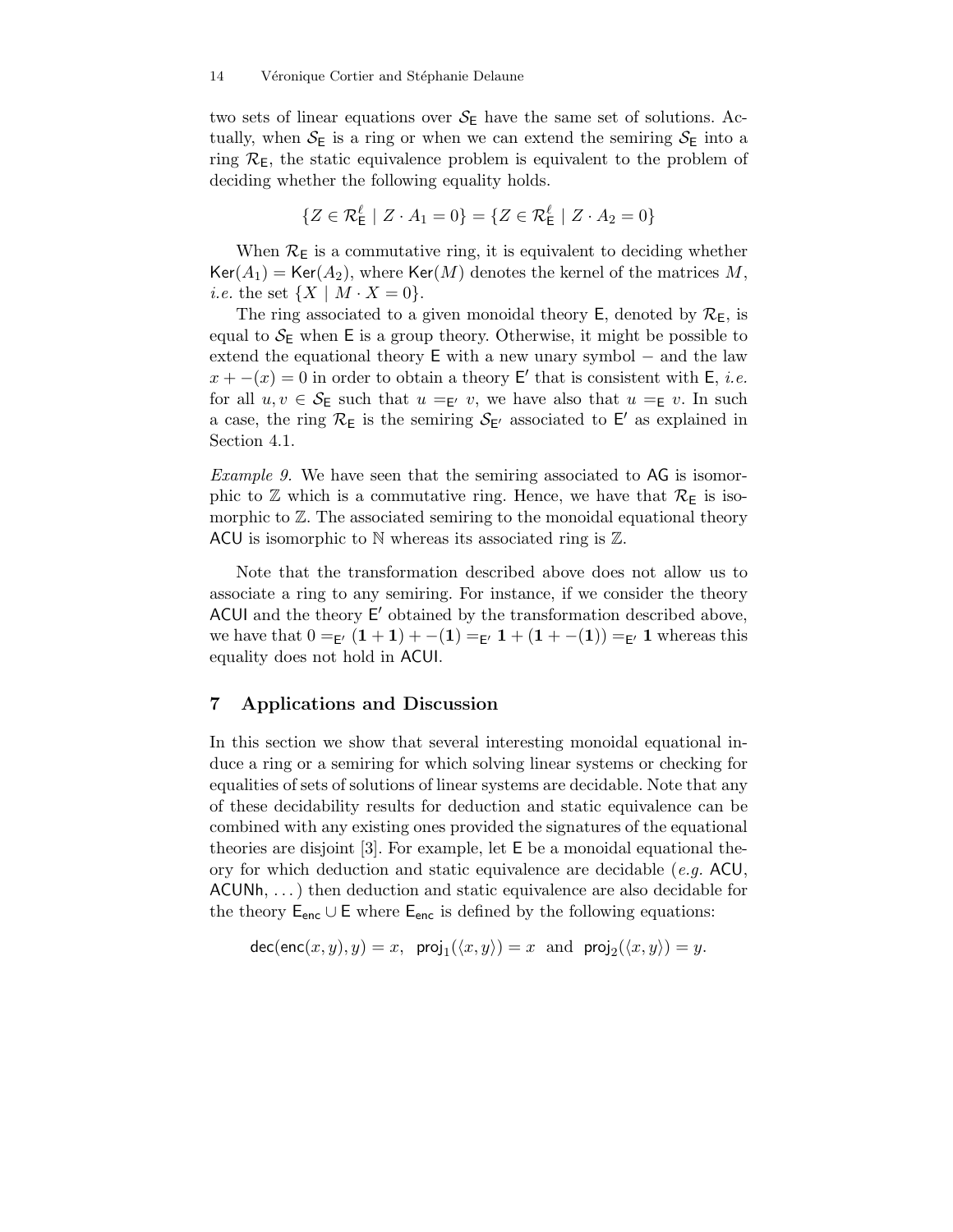two sets of linear equations over $\mathcal{S}_\mathsf{E}$ have the same set of solutions. Actually, when $\mathcal{S}_\mathsf{E}$ is a ring or when we can extend the semiring $\mathcal{S}_\mathsf{E}$ into a ring $\mathcal{R}_\mathsf{E}$, the static equivalence problem is equivalent to the problem of deciding whether the following equality holds.

$$\{Z \in \mathcal{R}_\mathsf{E}^\ell \mid Z \cdot A_1 = 0\} = \{Z \in \mathcal{R}_\mathsf{E}^\ell \mid Z \cdot A_2 = 0\}$$

When $\mathcal{R}_\mathsf{E}$ is a commutative ring, it is equivalent to deciding whether $\mathsf{Ker}(A_1) = \mathsf{Ker}(A_2)$, where $\mathsf{Ker}(M)$ denotes the kernel of the matrices $M$, *i.e.* the set $\{X \mid M \cdot X = 0\}$.

The ring associated to a given monoidal theory $\mathsf{E}$, denoted by $\mathcal{R}_\mathsf{E}$, is equal to $\mathcal{S}_\mathsf{E}$ when $\mathsf{E}$ is a group theory. Otherwise, it might be possible to extend the equational theory $\mathsf{E}$ with a new unary symbol $-$ and the law $x + -(x) = 0$ in order to obtain a theory $\mathsf{E}'$ that is consistent with $\mathsf{E}$, *i.e.* for all $u, v \in \mathcal{S}_\mathsf{E}$ such that $u =_{\mathsf{E}'} v$, we have also that $u =_\mathsf{E} v$. In such a case, the ring $\mathcal{R}_\mathsf{E}$ is the semiring $\mathcal{S}_{\mathsf{E}'}$ associated to $\mathsf{E}'$ as explained in Section 4.1.

*Example 9.* We have seen that the semiring associated to $\mathsf{AG}$ is isomorphic to $\mathbb{Z}$ which is a commutative ring. Hence, we have that $\mathcal{R}_\mathsf{E}$ is isomorphic to $\mathbb{Z}$. The associated semiring to the monoidal equational theory $\mathsf{ACU}$ is isomorphic to $\mathbb{N}$ whereas its associated ring is $\mathbb{Z}$.

Note that the transformation described above does not allow us to associate a ring to any semiring. For instance, if we consider the theory $\mathsf{ACUI}$ and the theory $\mathsf{E}'$ obtained by the transformation described above, we have that $0 =_{\mathsf{E}'} (\mathbf{1} + \mathbf{1}) + -(\mathbf{1}) =_{\mathsf{E}'} \mathbf{1} + (\mathbf{1} + -(\mathbf{1})) =_{\mathsf{E}'} \mathbf{1}$ whereas this equality does not hold in $\mathsf{ACUI}$.

## 7 Applications and Discussion

In this section we show that several interesting monoidal equational induce a ring or a semiring for which solving linear systems or checking for equalities of sets of solutions of linear systems are decidable. Note that any of these decidability results for deduction and static equivalence can be combined with any existing ones provided the signatures of the equational theories are disjoint [3]. For example, let $\mathsf{E}$ be a monoidal equational theory for which deduction and static equivalence are decidable (*e.g.* $\mathsf{ACU}$, $\mathsf{ACUNh}$, ...) then deduction and static equivalence are also decidable for the theory $\mathsf{E}_\mathsf{enc} \cup \mathsf{E}$ where $\mathsf{E}_\mathsf{enc}$ is defined by the following equations:

$$\mathsf{dec}(\mathsf{enc}(x, y), y) = x, \;\; \mathsf{proj}_1(\langle x, y\rangle) = x \;\text{ and }\; \mathsf{proj}_2(\langle x, y\rangle) = y.$$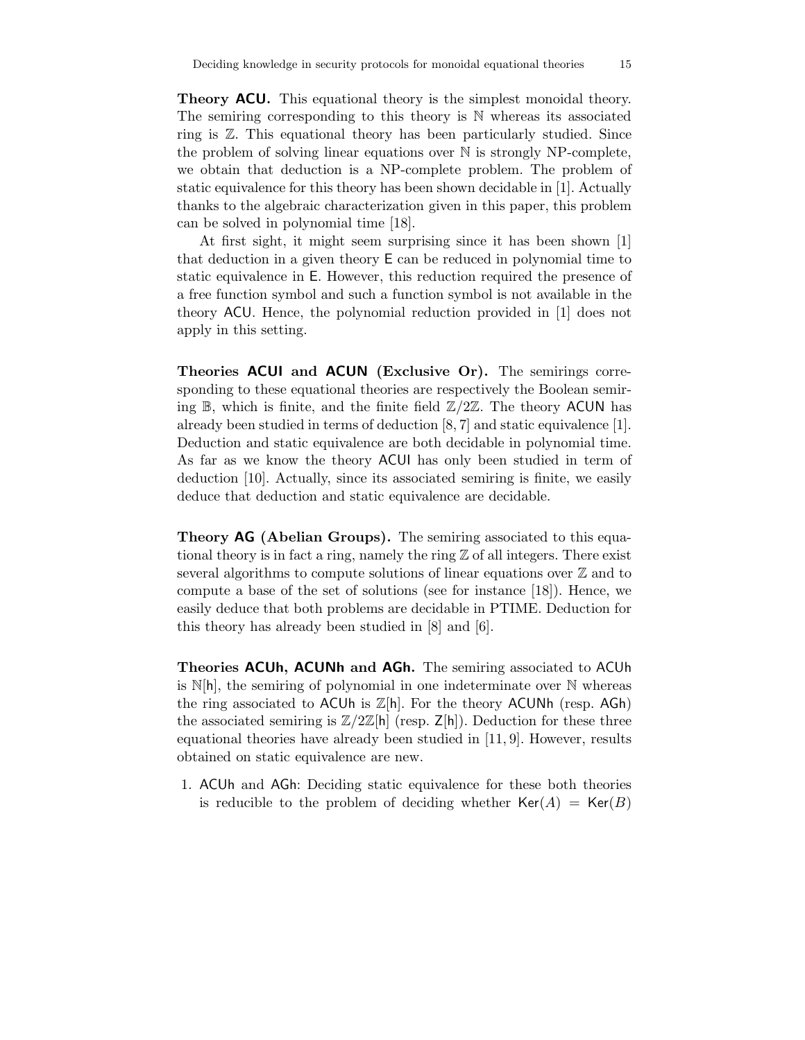**Theory ACU.** This equational theory is the simplest monoidal theory. The semiring corresponding to this theory is $\mathbb{N}$ whereas its associated ring is $\mathbb{Z}$. This equational theory has been particularly studied. Since the problem of solving linear equations over $\mathbb{N}$ is strongly NP-complete, we obtain that deduction is a NP-complete problem. The problem of static equivalence for this theory has been shown decidable in [1]. Actually thanks to the algebraic characterization given in this paper, this problem can be solved in polynomial time [18].

At first sight, it might seem surprising since it has been shown [1] that deduction in a given theory $\mathsf{E}$ can be reduced in polynomial time to static equivalence in $\mathsf{E}$. However, this reduction required the presence of a free function symbol and such a function symbol is not available in the theory ACU. Hence, the polynomial reduction provided in [1] does not apply in this setting.

**Theories ACUI and ACUN (Exclusive Or).** The semirings corresponding to these equational theories are respectively the Boolean semiring $\mathbb{B}$, which is finite, and the finite field $\mathbb{Z}/2\mathbb{Z}$. The theory ACUN has already been studied in terms of deduction [8, 7] and static equivalence [1]. Deduction and static equivalence are both decidable in polynomial time. As far as we know the theory ACUI has only been studied in term of deduction [10]. Actually, since its associated semiring is finite, we easily deduce that deduction and static equivalence are decidable.

**Theory AG (Abelian Groups).** The semiring associated to this equational theory is in fact a ring, namely the ring $\mathbb{Z}$ of all integers. There exist several algorithms to compute solutions of linear equations over $\mathbb{Z}$ and to compute a base of the set of solutions (see for instance [18]). Hence, we easily deduce that both problems are decidable in PTIME. Deduction for this theory has already been studied in [8] and [6].

**Theories ACUh, ACUNh and AGh.** The semiring associated to ACUh is $\mathbb{N}[\mathsf{h}]$, the semiring of polynomial in one indeterminate over $\mathbb{N}$ whereas the ring associated to ACUh is $\mathbb{Z}[\mathsf{h}]$. For the theory ACUNh (resp. AGh) the associated semiring is $\mathbb{Z}/2\mathbb{Z}[\mathsf{h}]$ (resp. $\mathsf{Z}[\mathsf{h}]$). Deduction for these three equational theories have already been studied in [11, 9]. However, results obtained on static equivalence are new.

1. ACUh and AGh: Deciding static equivalence for these both theories is reducible to the problem of deciding whether $\mathsf{Ker}(A) = \mathsf{Ker}(B)$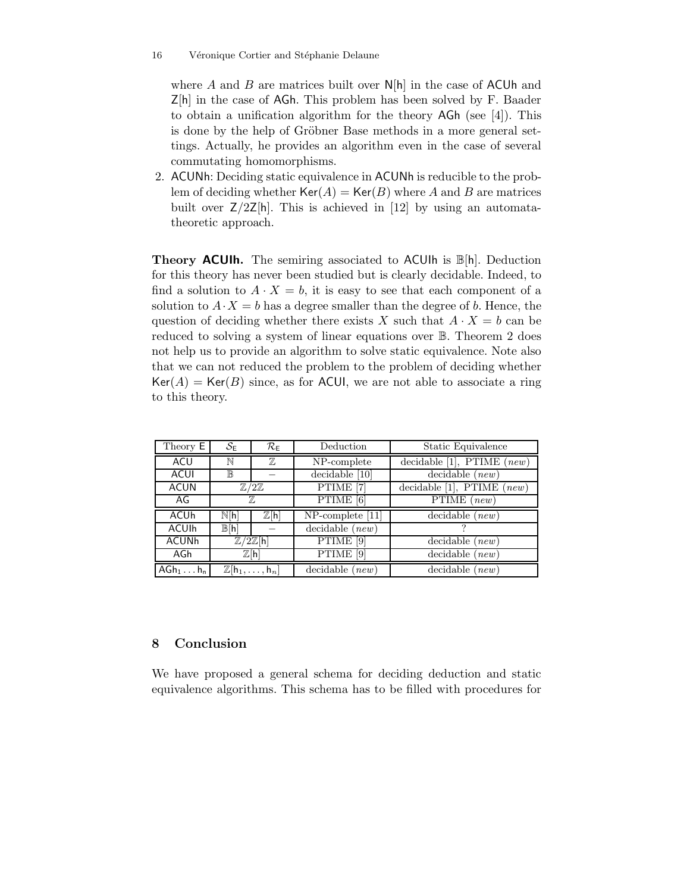where $A$ and $B$ are matrices built over $\mathsf{N}[\mathsf{h}]$ in the case of ACUh and $\mathsf{Z}[\mathsf{h}]$ in the case of AGh. This problem has been solved by F. Baader to obtain a unification algorithm for the theory AGh (see [4]). This is done by the help of Gröbner Base methods in a more general settings. Actually, he provides an algorithm even in the case of several commutating homomorphisms.

2. ACUNh: Deciding static equivalence in ACUNh is reducible to the problem of deciding whether $\mathsf{Ker}(A) = \mathsf{Ker}(B)$ where $A$ and $B$ are matrices built over $\mathsf{Z}/2\mathsf{Z}[\mathsf{h}]$. This is achieved in [12] by using an automata-theoretic approach.

**Theory ACUIh.** The semiring associated to ACUIh is $\mathbb{B}[\mathsf{h}]$. Deduction for this theory has never been studied but is clearly decidable. Indeed, to find a solution to $A \cdot X = b$, it is easy to see that each component of a solution to $A \cdot X = b$ has a degree smaller than the degree of $b$. Hence, the question of deciding whether there exists $X$ such that $A \cdot X = b$ can be reduced to solving a system of linear equations over $\mathbb{B}$. Theorem 2 does not help us to provide an algorithm to solve static equivalence. Note also that we can not reduced the problem to the problem of deciding whether $\mathsf{Ker}(A) = \mathsf{Ker}(B)$ since, as for ACUI, we are not able to associate a ring to this theory.

| Theory E | $\mathcal{S}_\mathsf{E}$ | $\mathcal{R}_\mathsf{E}$ | Deduction | Static Equivalence |
|---|---|---|---|---|
| ACU | $\mathbb{N}$ | $\mathbb{Z}$ | NP-complete | decidable [1], PTIME (*new*) |
| ACUI | $\mathbb{B}$ | $-$ | decidable [10] | decidable (*new*) |
| ACUN | $\mathbb{Z}/2\mathbb{Z}$ | | PTIME [7] | decidable [1], PTIME (*new*) |
| AG | $\mathbb{Z}$ | | PTIME [6] | PTIME (*new*) |
| ACUh | $\mathbb{N}[\mathsf{h}]$ | $\mathbb{Z}[\mathsf{h}]$ | NP-complete [11] | decidable (*new*) |
| ACUIh | $\mathbb{B}[\mathsf{h}]$ | $-$ | decidable (*new*) | ? |
| ACUNh | $\mathbb{Z}/2\mathbb{Z}[\mathsf{h}]$ | | PTIME [9] | decidable (*new*) |
| AGh | $\mathbb{Z}[\mathsf{h}]$ | | PTIME [9] | decidable (*new*) |
| $\mathsf{AGh_1 \ldots h_n}$ | $\mathbb{Z}[\mathsf{h}_1, \ldots, \mathsf{h}_n]$ | | decidable (*new*) | decidable (*new*) |

## 8 Conclusion

We have proposed a general schema for deciding deduction and static equivalence algorithms. This schema has to be filled with procedures for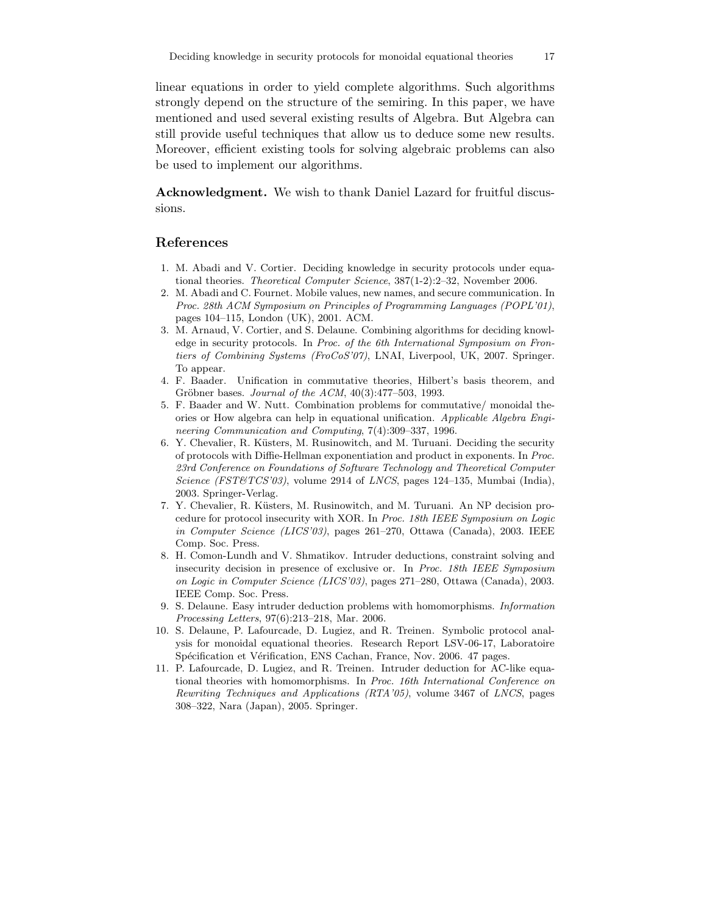linear equations in order to yield complete algorithms. Such algorithms strongly depend on the structure of the semiring. In this paper, we have mentioned and used several existing results of Algebra. But Algebra can still provide useful techniques that allow us to deduce some new results. Moreover, efficient existing tools for solving algebraic problems can also be used to implement our algorithms.

**Acknowledgment.** We wish to thank Daniel Lazard for fruitful discussions.

## References

1. M. Abadi and V. Cortier. Deciding knowledge in security protocols under equational theories. *Theoretical Computer Science*, 387(1-2):2–32, November 2006.
2. M. Abadi and C. Fournet. Mobile values, new names, and secure communication. In *Proc. 28th ACM Symposium on Principles of Programming Languages (POPL'01)*, pages 104–115, London (UK), 2001. ACM.
3. M. Arnaud, V. Cortier, and S. Delaune. Combining algorithms for deciding knowledge in security protocols. In *Proc. of the 6th International Symposium on Frontiers of Combining Systems (FroCoS'07)*, LNAI, Liverpool, UK, 2007. Springer. To appear.
4. F. Baader. Unification in commutative theories, Hilbert's basis theorem, and Gröbner bases. *Journal of the ACM*, 40(3):477–503, 1993.
5. F. Baader and W. Nutt. Combination problems for commutative/ monoidal theories or How algebra can help in equational unification. *Applicable Algebra Engineering Communication and Computing*, 7(4):309–337, 1996.
6. Y. Chevalier, R. Küsters, M. Rusinowitch, and M. Turuani. Deciding the security of protocols with Diffie-Hellman exponentiation and product in exponents. In *Proc. 23rd Conference on Foundations of Software Technology and Theoretical Computer Science (FST&TCS'03)*, volume 2914 of *LNCS*, pages 124–135, Mumbai (India), 2003. Springer-Verlag.
7. Y. Chevalier, R. Küsters, M. Rusinowitch, and M. Turuani. An NP decision procedure for protocol insecurity with XOR. In *Proc. 18th IEEE Symposium on Logic in Computer Science (LICS'03)*, pages 261–270, Ottawa (Canada), 2003. IEEE Comp. Soc. Press.
8. H. Comon-Lundh and V. Shmatikov. Intruder deductions, constraint solving and insecurity decision in presence of exclusive or. In *Proc. 18th IEEE Symposium on Logic in Computer Science (LICS'03)*, pages 271–280, Ottawa (Canada), 2003. IEEE Comp. Soc. Press.
9. S. Delaune. Easy intruder deduction problems with homomorphisms. *Information Processing Letters*, 97(6):213–218, Mar. 2006.
10. S. Delaune, P. Lafourcade, D. Lugiez, and R. Treinen. Symbolic protocol analysis for monoidal equational theories. Research Report LSV-06-17, Laboratoire Spécification et Vérification, ENS Cachan, France, Nov. 2006. 47 pages.
11. P. Lafourcade, D. Lugiez, and R. Treinen. Intruder deduction for AC-like equational theories with homomorphisms. In *Proc. 16th International Conference on Rewriting Techniques and Applications (RTA'05)*, volume 3467 of *LNCS*, pages 308–322, Nara (Japan), 2005. Springer.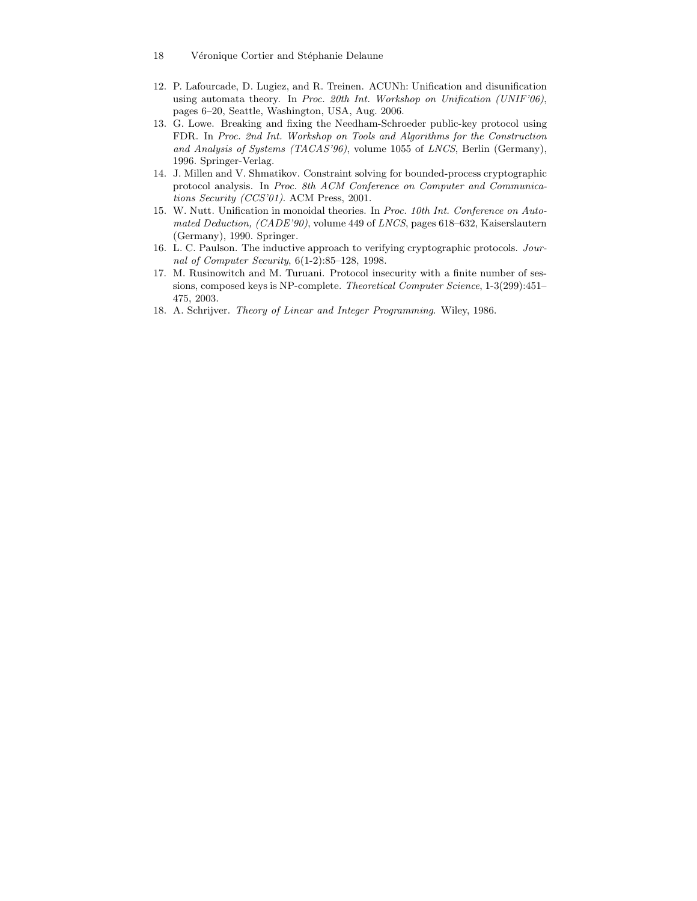12. P. Lafourcade, D. Lugiez, and R. Treinen. ACUNh: Unification and disunification using automata theory. In *Proc. 20th Int. Workshop on Unification (UNIF'06)*, pages 6–20, Seattle, Washington, USA, Aug. 2006.
13. G. Lowe. Breaking and fixing the Needham-Schroeder public-key protocol using FDR. In *Proc. 2nd Int. Workshop on Tools and Algorithms for the Construction and Analysis of Systems (TACAS'96)*, volume 1055 of *LNCS*, Berlin (Germany), 1996. Springer-Verlag.
14. J. Millen and V. Shmatikov. Constraint solving for bounded-process cryptographic protocol analysis. In *Proc. 8th ACM Conference on Computer and Communications Security (CCS'01)*. ACM Press, 2001.
15. W. Nutt. Unification in monoidal theories. In *Proc. 10th Int. Conference on Automated Deduction, (CADE'90)*, volume 449 of *LNCS*, pages 618–632, Kaiserslautern (Germany), 1990. Springer.
16. L. C. Paulson. The inductive approach to verifying cryptographic protocols. *Journal of Computer Security*, 6(1-2):85–128, 1998.
17. M. Rusinowitch and M. Turuani. Protocol insecurity with a finite number of sessions, composed keys is NP-complete. *Theoretical Computer Science*, 1-3(299):451–475, 2003.
18. A. Schrijver. *Theory of Linear and Integer Programming*. Wiley, 1986.